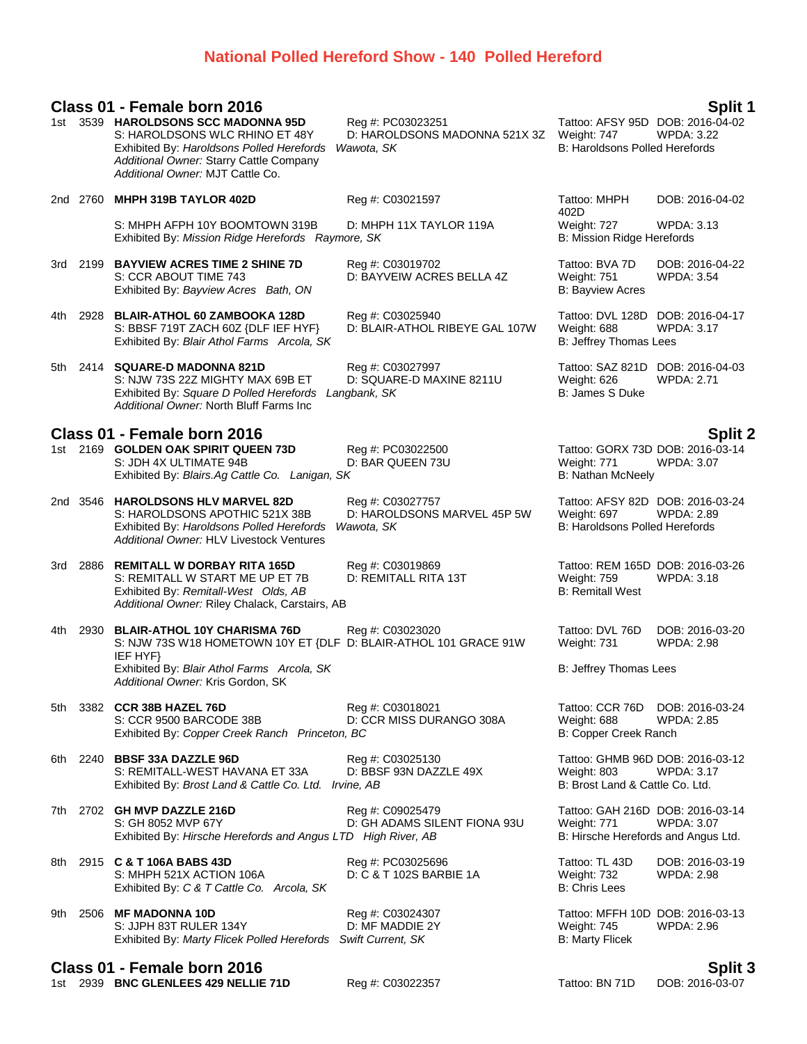# National Polled Hereford Show - 140 Polled Hereford

## Class 01 - Female born 2016 — Split 1

1st 3539 **HAROLDSONS SCC MADONNA 95D** Reg #: PC03023251 Tattoo: AFSY 95D DOB: 2016-04-02
S: HAROLDSONS WLC RHINO ET 48Y D: HAROLDSONS MADONNA 521X 3Z Weight: 747 WPDA: 3.22
Exhibited By: *Haroldsons Polled Herefords Wawota, SK* B: Haroldsons Polled Herefords
*Additional Owner:* Starry Cattle Company
*Additional Owner:* MJT Cattle Co.

2nd 2760 **MHPH 319B TAYLOR 402D** Reg #: C03021597 Tattoo: MHPH 402D DOB: 2016-04-02
S: MHPH AFPH 10Y BOOMTOWN 319B D: MHPH 11X TAYLOR 119A Weight: 727 WPDA: 3.13
Exhibited By: *Mission Ridge Herefords Raymore, SK* B: Mission Ridge Herefords

3rd 2199 **BAYVIEW ACRES TIME 2 SHINE 7D** Reg #: C03019702 Tattoo: BVA 7D DOB: 2016-04-22
S: CCR ABOUT TIME 743 D: BAYVEIW ACRES BELLA 4Z Weight: 751 WPDA: 3.54
Exhibited By: *Bayview Acres Bath, ON* B: Bayview Acres

4th 2928 **BLAIR-ATHOL 60 ZAMBOOKA 128D** Reg #: C03025940 Tattoo: DVL 128D DOB: 2016-04-17
S: BBSF 719T ZACH 60Z {DLF IEF HYF} D: BLAIR-ATHOL RIBEYE GAL 107W Weight: 688 WPDA: 3.17
Exhibited By: *Blair Athol Farms Arcola, SK* B: Jeffrey Thomas Lees

5th 2414 **SQUARE-D MADONNA 821D** Reg #: C03027997 Tattoo: SAZ 821D DOB: 2016-04-03
S: NJW 73S 22Z MIGHTY MAX 69B ET D: SQUARE-D MAXINE 8211U Weight: 626 WPDA: 2.71
Exhibited By: *Square D Polled Herefords Langbank, SK* B: James S Duke
*Additional Owner:* North Bluff Farms Inc

## Class 01 - Female born 2016 — Split 2

1st 2169 **GOLDEN OAK SPIRIT QUEEN 73D** Reg #: PC03022500 Tattoo: GORX 73D DOB: 2016-03-14
S: JDH 4X ULTIMATE 94B D: BAR QUEEN 73U Weight: 771 WPDA: 3.07
Exhibited By: *Blairs.Ag Cattle Co. Lanigan, SK* B: Nathan McNeely

2nd 3546 **HAROLDSONS HLV MARVEL 82D** Reg #: C03027757 Tattoo: AFSY 82D DOB: 2016-03-24
S: HAROLDSONS APOTHIC 521X 38B D: HAROLDSONS MARVEL 45P 5W Weight: 697 WPDA: 2.89
Exhibited By: *Haroldsons Polled Herefords Wawota, SK* B: Haroldsons Polled Herefords
*Additional Owner:* HLV Livestock Ventures

3rd 2886 **REMITALL W DORBAY RITA 165D** Reg #: C03019869 Tattoo: REM 165D DOB: 2016-03-26
S: REMITALL W START ME UP ET 7B D: REMITALL RITA 13T Weight: 759 WPDA: 3.18
Exhibited By: *Remitall-West Olds, AB* B: Remitall West
*Additional Owner:* Riley Chalack, Carstairs, AB

4th 2930 **BLAIR-ATHOL 10Y CHARISMA 76D** Reg #: C03023020 Tattoo: DVL 76D DOB: 2016-03-20
S: NJW 73S W18 HOMETOWN 10Y ET {DLF IEF HYF} D: BLAIR-ATHOL 101 GRACE 91W Weight: 731 WPDA: 2.98
Exhibited By: *Blair Athol Farms Arcola, SK* B: Jeffrey Thomas Lees
*Additional Owner:* Kris Gordon, SK

5th 3382 **CCR 38B HAZEL 76D** Reg #: C03018021 Tattoo: CCR 76D DOB: 2016-03-24
S: CCR 9500 BARCODE 38B D: CCR MISS DURANGO 308A Weight: 688 WPDA: 2.85
Exhibited By: *Copper Creek Ranch Princeton, BC* B: Copper Creek Ranch

6th 2240 **BBSF 33A DAZZLE 96D** Reg #: C03025130 Tattoo: GHMB 96D DOB: 2016-03-12
S: REMITALL-WEST HAVANA ET 33A D: BBSF 93N DAZZLE 49X Weight: 803 WPDA: 3.17
Exhibited By: *Brost Land & Cattle Co. Ltd. Irvine, AB* B: Brost Land & Cattle Co. Ltd.

7th 2702 **GH MVP DAZZLE 216D** Reg #: C09025479 Tattoo: GAH 216D DOB: 2016-03-14
S: GH 8052 MVP 67Y D: GH ADAMS SILENT FIONA 93U Weight: 771 WPDA: 3.07
Exhibited By: *Hirsche Herefords and Angus LTD High River, AB* B: Hirsche Herefords and Angus Ltd.

8th 2915 **C & T 106A BABS 43D** Reg #: PC03025696 Tattoo: TL 43D DOB: 2016-03-19
S: MHPH 521X ACTION 106A D: C & T 102S BARBIE 1A Weight: 732 WPDA: 2.98
Exhibited By: *C & T Cattle Co. Arcola, SK* B: Chris Lees

9th 2506 **MF MADONNA 10D** Reg #: C03024307 Tattoo: MFFH 10D DOB: 2016-03-13
S: JJPH 83T RULER 134Y D: MF MADDIE 2Y Weight: 745 WPDA: 2.96
Exhibited By: *Marty Flicek Polled Herefords Swift Current, SK* B: Marty Flicek

## Class 01 - Female born 2016 — Split 3

1st 2939 **BNC GLENLEES 429 NELLIE 71D** Reg #: C03022357 Tattoo: BN 71D DOB: 2016-03-07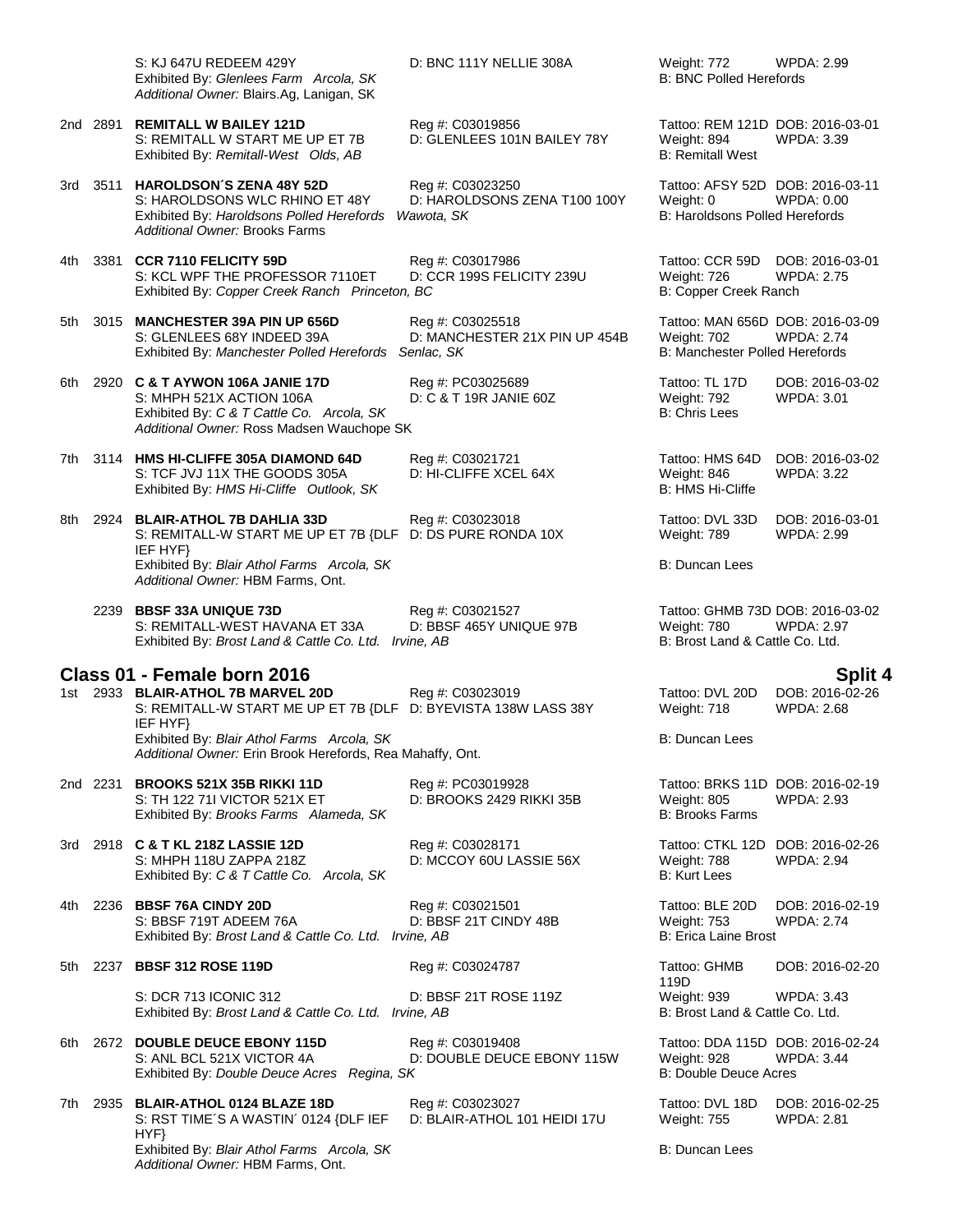S: KJ 647U REDEEM 429Y | D: BNC 111Y NELLIE 308A | Weight: 772 | WPDA: 2.99
Exhibited By: *Glenlees Farm Arcola, SK* | B: BNC Polled Herefords
*Additional Owner:* Blairs.Ag, Lanigan, SK

2nd 2891 **REMITALL W BAILEY 121D** | Reg #: C03019856 | Tattoo: REM 121D DOB: 2016-03-01
S: REMITALL W START ME UP ET 7B | D: GLENLEES 101N BAILEY 78Y | Weight: 894 | WPDA: 3.39
Exhibited By: *Remitall-West Olds, AB* | B: Remitall West

3rd 3511 **HAROLDSON´S ZENA 48Y 52D** | Reg #: C03023250 | Tattoo: AFSY 52D DOB: 2016-03-11
S: HAROLDSONS WLC RHINO ET 48Y | D: HAROLDSONS ZENA T100 100Y | Weight: 0 | WPDA: 0.00
Exhibited By: *Haroldsons Polled Herefords Wawota, SK* | B: Haroldsons Polled Herefords
*Additional Owner:* Brooks Farms

4th 3381 **CCR 7110 FELICITY 59D** | Reg #: C03017986 | Tattoo: CCR 59D DOB: 2016-03-01
S: KCL WPF THE PROFESSOR 7110ET | D: CCR 199S FELICITY 239U | Weight: 726 | WPDA: 2.75
Exhibited By: *Copper Creek Ranch Princeton, BC* | B: Copper Creek Ranch

5th 3015 **MANCHESTER 39A PIN UP 656D** | Reg #: C03025518 | Tattoo: MAN 656D DOB: 2016-03-09
S: GLENLEES 68Y INDEED 39A | D: MANCHESTER 21X PIN UP 454B | Weight: 702 | WPDA: 2.74
Exhibited By: *Manchester Polled Herefords Senlac, SK* | B: Manchester Polled Herefords

6th 2920 **C & T AYWON 106A JANIE 17D** | Reg #: PC03025689 | Tattoo: TL 17D DOB: 2016-03-02
S: MHPH 521X ACTION 106A | D: C & T 19R JANIE 60Z | Weight: 792 | WPDA: 3.01
Exhibited By: *C & T Cattle Co. Arcola, SK* | B: Chris Lees
*Additional Owner:* Ross Madsen Wauchope SK

7th 3114 **HMS HI-CLIFFE 305A DIAMOND 64D** | Reg #: C03021721 | Tattoo: HMS 64D DOB: 2016-03-02
S: TCF JVJ 11X THE GOODS 305A | D: HI-CLIFFE XCEL 64X | Weight: 846 | WPDA: 3.22
Exhibited By: *HMS Hi-Cliffe Outlook, SK* | B: HMS Hi-Cliffe

8th 2924 **BLAIR-ATHOL 7B DAHLIA 33D** | Reg #: C03023018 | Tattoo: DVL 33D DOB: 2016-03-01
S: REMITALL-W START ME UP ET 7B {DLF IEF HYF} | D: DS PURE RONDA 10X | Weight: 789 | WPDA: 2.99
Exhibited By: *Blair Athol Farms Arcola, SK* | B: Duncan Lees
*Additional Owner:* HBM Farms, Ont.

2239 **BBSF 33A UNIQUE 73D** | Reg #: C03021527 | Tattoo: GHMB 73D DOB: 2016-03-02
S: REMITALL-WEST HAVANA ET 33A | D: BBSF 465Y UNIQUE 97B | Weight: 780 | WPDA: 2.97
Exhibited By: *Brost Land & Cattle Co. Ltd. Irvine, AB* | B: Brost Land & Cattle Co. Ltd.

## Class 01 - Female born 2016 — Split 4

1st 2933 **BLAIR-ATHOL 7B MARVEL 20D** | Reg #: C03023019 | Tattoo: DVL 20D DOB: 2016-02-26
S: REMITALL-W START ME UP ET 7B {DLF IEF HYF} | D: BYEVISTA 138W LASS 38Y | Weight: 718 | WPDA: 2.68
Exhibited By: *Blair Athol Farms Arcola, SK* | B: Duncan Lees
*Additional Owner:* Erin Brook Herefords, Rea Mahaffy, Ont.

2nd 2231 **BROOKS 521X 35B RIKKI 11D** | Reg #: PC03019928 | Tattoo: BRKS 11D DOB: 2016-02-19
S: TH 122 71I VICTOR 521X ET | D: BROOKS 2429 RIKKI 35B | Weight: 805 | WPDA: 2.93
Exhibited By: *Brooks Farms Alameda, SK* | B: Brooks Farms

3rd 2918 **C & T KL 218Z LASSIE 12D** | Reg #: C03028171 | Tattoo: CTKL 12D DOB: 2016-02-26
S: MHPH 118U ZAPPA 218Z | D: MCCOY 60U LASSIE 56X | Weight: 788 | WPDA: 2.94
Exhibited By: *C & T Cattle Co. Arcola, SK* | B: Kurt Lees

4th 2236 **BBSF 76A CINDY 20D** | Reg #: C03021501 | Tattoo: BLE 20D DOB: 2016-02-19
S: BBSF 719T ADEEM 76A | D: BBSF 21T CINDY 48B | Weight: 753 | WPDA: 2.74
Exhibited By: *Brost Land & Cattle Co. Ltd. Irvine, AB* | B: Erica Laine Brost

5th 2237 **BBSF 312 ROSE 119D** | Reg #: C03024787 | Tattoo: GHMB 119D DOB: 2016-02-20
S: DCR 713 ICONIC 312 | D: BBSF 21T ROSE 119Z | Weight: 939 | WPDA: 3.43
Exhibited By: *Brost Land & Cattle Co. Ltd. Irvine, AB* | B: Brost Land & Cattle Co. Ltd.

6th 2672 **DOUBLE DEUCE EBONY 115D** | Reg #: C03019408 | Tattoo: DDA 115D DOB: 2016-02-24
S: ANL BCL 521X VICTOR 4A | D: DOUBLE DEUCE EBONY 115W | Weight: 928 | WPDA: 3.44
Exhibited By: *Double Deuce Acres Regina, SK* | B: Double Deuce Acres

7th 2935 **BLAIR-ATHOL 0124 BLAZE 18D** | Reg #: C03023027 | Tattoo: DVL 18D DOB: 2016-02-25
S: RST TIME´S A WASTIN´ 0124 {DLF IEF HYF} | D: BLAIR-ATHOL 101 HEIDI 17U | Weight: 755 | WPDA: 2.81
Exhibited By: *Blair Athol Farms Arcola, SK* | B: Duncan Lees
*Additional Owner:* HBM Farms, Ont.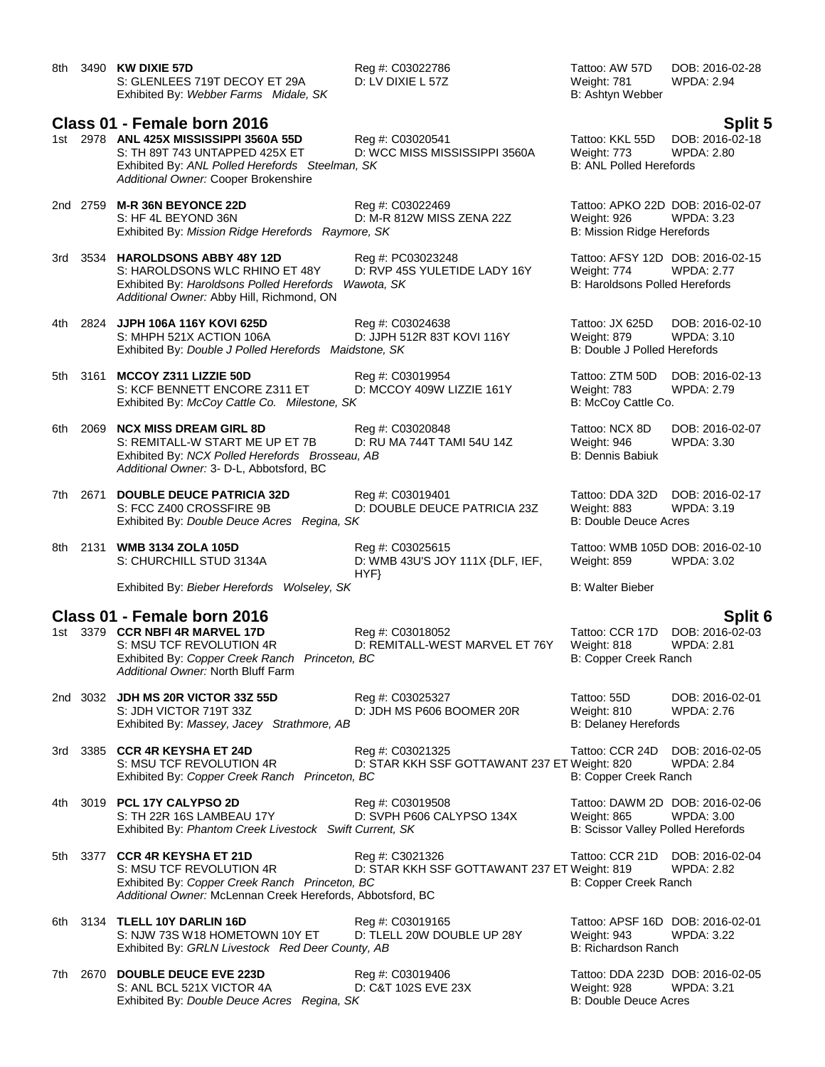8th 3490 **KW DIXIE 57D** Reg #: C03022786 Tattoo: AW 57D DOB: 2016-02-28
S: GLENLEES 719T DECOY ET 29A D: LV DIXIE L 57Z Weight: 781 WPDA: 2.94
Exhibited By: *Webber Farms Midale, SK* B: Ashtyn Webber

## Class 01 - Female born 2016 — Split 5

1st 2978 **ANL 425X MISSISSIPPI 3560A 55D** Reg #: C03020541 Tattoo: KKL 55D DOB: 2016-02-18
S: TH 89T 743 UNTAPPED 425X ET D: WCC MISS MISSISSIPPI 3560A Weight: 773 WPDA: 2.80
Exhibited By: *ANL Polled Herefords Steelman, SK* B: ANL Polled Herefords
*Additional Owner:* Cooper Brokenshire

2nd 2759 **M-R 36N BEYONCE 22D** Reg #: C03022469 Tattoo: APKO 22D DOB: 2016-02-07
S: HF 4L BEYOND 36N D: M-R 812W MISS ZENA 22Z Weight: 926 WPDA: 3.23
Exhibited By: *Mission Ridge Herefords Raymore, SK* B: Mission Ridge Herefords

3rd 3534 **HAROLDSONS ABBY 48Y 12D** Reg #: PC03023248 Tattoo: AFSY 12D DOB: 2016-02-15
S: HAROLDSONS WLC RHINO ET 48Y D: RVP 45S YULETIDE LADY 16Y Weight: 774 WPDA: 2.77
Exhibited By: *Haroldsons Polled Herefords Wawota, SK* B: Haroldsons Polled Herefords
*Additional Owner:* Abby Hill, Richmond, ON

4th 2824 **JJPH 106A 116Y KOVI 625D** Reg #: C03024638 Tattoo: JX 625D DOB: 2016-02-10
S: MHPH 521X ACTION 106A D: JJPH 512R 83T KOVI 116Y Weight: 879 WPDA: 3.10
Exhibited By: *Double J Polled Herefords Maidstone, SK* B: Double J Polled Herefords

5th 3161 **MCCOY Z311 LIZZIE 50D** Reg #: C03019954 Tattoo: ZTM 50D DOB: 2016-02-13
S: KCF BENNETT ENCORE Z311 ET D: MCCOY 409W LIZZIE 161Y Weight: 783 WPDA: 2.79
Exhibited By: *McCoy Cattle Co. Milestone, SK* B: McCoy Cattle Co.

6th 2069 **NCX MISS DREAM GIRL 8D** Reg #: C03020848 Tattoo: NCX 8D DOB: 2016-02-07
S: REMITALL-W START ME UP ET 7B D: RU MA 744T TAMI 54U 14Z Weight: 946 WPDA: 3.30
Exhibited By: *NCX Polled Herefords Brosseau, AB* B: Dennis Babiuk
*Additional Owner:* 3- D-L, Abbotsford, BC

7th 2671 **DOUBLE DEUCE PATRICIA 32D** Reg #: C03019401 Tattoo: DDA 32D DOB: 2016-02-17
S: FCC Z400 CROSSFIRE 9B D: DOUBLE DEUCE PATRICIA 23Z Weight: 883 WPDA: 3.19
Exhibited By: *Double Deuce Acres Regina, SK* B: Double Deuce Acres

8th 2131 **WMB 3134 ZOLA 105D** Reg #: C03025615 Tattoo: WMB 105D DOB: 2016-02-10
S: CHURCHILL STUD 3134A D: WMB 43U'S JOY 111X {DLF, IEF, HYF} Weight: 859 WPDA: 3.02
Exhibited By: *Bieber Herefords Wolseley, SK* B: Walter Bieber

## Class 01 - Female born 2016 — Split 6

1st 3379 **CCR NBFI 4R MARVEL 17D** Reg #: C03018052 Tattoo: CCR 17D DOB: 2016-02-03
S: MSU TCF REVOLUTION 4R D: REMITALL-WEST MARVEL ET 76Y Weight: 818 WPDA: 2.81
Exhibited By: *Copper Creek Ranch Princeton, BC* B: Copper Creek Ranch
*Additional Owner:* North Bluff Farm

2nd 3032 **JDH MS 20R VICTOR 33Z 55D** Reg #: C03025327 Tattoo: 55D DOB: 2016-02-01
S: JDH VICTOR 719T 33Z D: JDH MS P606 BOOMER 20R Weight: 810 WPDA: 2.76
Exhibited By: *Massey, Jacey Strathmore, AB* B: Delaney Herefords

3rd 3385 **CCR 4R KEYSHA ET 24D** Reg #: C03021325 Tattoo: CCR 24D DOB: 2016-02-05
S: MSU TCF REVOLUTION 4R D: STAR KKH SSF GOTTAWANT 237 ET Weight: 820 WPDA: 2.84
Exhibited By: *Copper Creek Ranch Princeton, BC* B: Copper Creek Ranch

4th 3019 **PCL 17Y CALYPSO 2D** Reg #: C03019508 Tattoo: DAWM 2D DOB: 2016-02-06
S: TH 22R 16S LAMBEAU 17Y D: SVPH P606 CALYPSO 134X Weight: 865 WPDA: 3.00
Exhibited By: *Phantom Creek Livestock Swift Current, SK* B: Scissor Valley Polled Herefords

5th 3377 **CCR 4R KEYSHA ET 21D** Reg #: C3021326 Tattoo: CCR 21D DOB: 2016-02-04
S: MSU TCF REVOLUTION 4R D: STAR KKH SSF GOTTAWANT 237 ET Weight: 819 WPDA: 2.82
Exhibited By: *Copper Creek Ranch Princeton, BC* B: Copper Creek Ranch
*Additional Owner:* McLennan Creek Herefords, Abbotsford, BC

6th 3134 **TLELL 10Y DARLIN 16D** Reg #: C03019165 Tattoo: APSF 16D DOB: 2016-02-01
S: NJW 73S W18 HOMETOWN 10Y ET D: TLELL 20W DOUBLE UP 28Y Weight: 943 WPDA: 3.22
Exhibited By: *GRLN Livestock Red Deer County, AB* B: Richardson Ranch

7th 2670 **DOUBLE DEUCE EVE 223D** Reg #: C03019406 Tattoo: DDA 223D DOB: 2016-02-05
S: ANL BCL 521X VICTOR 4A D: C&T 102S EVE 23X Weight: 928 WPDA: 3.21
Exhibited By: *Double Deuce Acres Regina, SK* B: Double Deuce Acres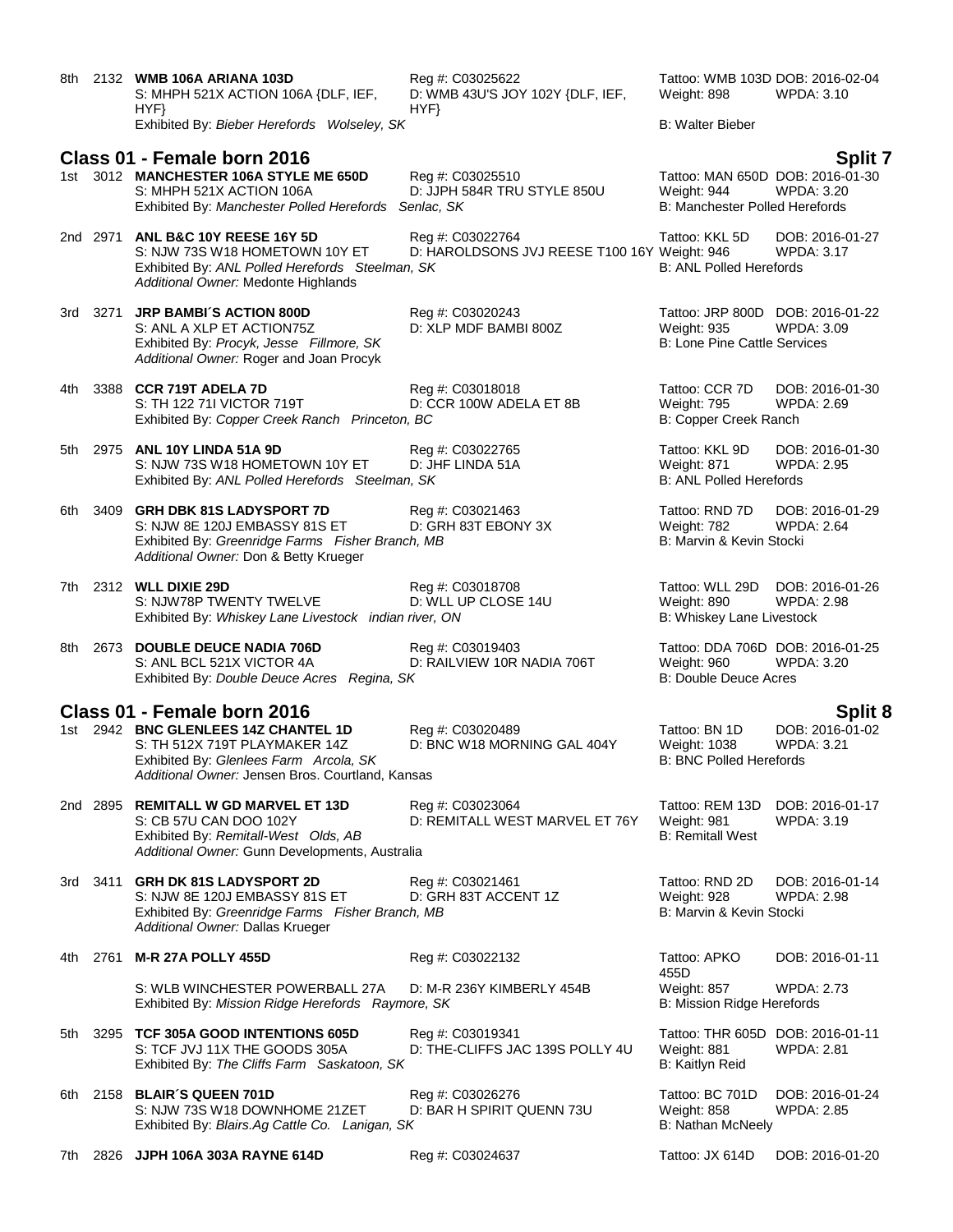8th 2132 **WMB 106A ARIANA 103D** Reg #: C03025622 Tattoo: WMB 103D DOB: 2016-02-04
S: MHPH 521X ACTION 106A {DLF, IEF, HYF} D: WMB 43U'S JOY 102Y {DLF, IEF, HYF} Weight: 898 WPDA: 3.10
Exhibited By: *Bieber Herefords Wolseley, SK* B: Walter Bieber

## Class 01 - Female born 2016 — Split 7

1st 3012 **MANCHESTER 106A STYLE ME 650D** Reg #: C03025510 Tattoo: MAN 650D DOB: 2016-01-30
S: MHPH 521X ACTION 106A D: JJPH 584R TRU STYLE 850U Weight: 944 WPDA: 3.20
Exhibited By: *Manchester Polled Herefords Senlac, SK* B: Manchester Polled Herefords

2nd 2971 **ANL B&C 10Y REESE 16Y 5D** Reg #: C03022764 Tattoo: KKL 5D DOB: 2016-01-27
S: NJW 73S W18 HOMETOWN 10Y ET D: HAROLDSONS JVJ REESE T100 16Y Weight: 946 WPDA: 3.17
Exhibited By: *ANL Polled Herefords Steelman, SK* B: ANL Polled Herefords
*Additional Owner:* Medonte Highlands

3rd 3271 **JRP BAMBI´S ACTION 800D** Reg #: C03020243 Tattoo: JRP 800D DOB: 2016-01-22
S: ANL A XLP ET ACTION75Z D: XLP MDF BAMBI 800Z Weight: 935 WPDA: 3.09
Exhibited By: *Procyk, Jesse Fillmore, SK* B: Lone Pine Cattle Services
*Additional Owner:* Roger and Joan Procyk

4th 3388 **CCR 719T ADELA 7D** Reg #: C03018018 Tattoo: CCR 7D DOB: 2016-01-30
S: TH 122 71I VICTOR 719T D: CCR 100W ADELA ET 8B Weight: 795 WPDA: 2.69
Exhibited By: *Copper Creek Ranch Princeton, BC* B: Copper Creek Ranch

5th 2975 **ANL 10Y LINDA 51A 9D** Reg #: C03022765 Tattoo: KKL 9D DOB: 2016-01-30
S: NJW 73S W18 HOMETOWN 10Y ET D: JHF LINDA 51A Weight: 871 WPDA: 2.95
Exhibited By: *ANL Polled Herefords Steelman, SK* B: ANL Polled Herefords

6th 3409 **GRH DBK 81S LADYSPORT 7D** Reg #: C03021463 Tattoo: RND 7D DOB: 2016-01-29
S: NJW 8E 120J EMBASSY 81S ET D: GRH 83T EBONY 3X Weight: 782 WPDA: 2.64
Exhibited By: *Greenridge Farms Fisher Branch, MB* B: Marvin & Kevin Stocki
*Additional Owner:* Don & Betty Krueger

7th 2312 **WLL DIXIE 29D** Reg #: C03018708 Tattoo: WLL 29D DOB: 2016-01-26
S: NJW78P TWENTY TWELVE D: WLL UP CLOSE 14U Weight: 890 WPDA: 2.98
Exhibited By: *Whiskey Lane Livestock indian river, ON* B: Whiskey Lane Livestock

8th 2673 **DOUBLE DEUCE NADIA 706D** Reg #: C03019403 Tattoo: DDA 706D DOB: 2016-01-25
S: ANL BCL 521X VICTOR 4A D: RAILVIEW 10R NADIA 706T Weight: 960 WPDA: 3.20
Exhibited By: *Double Deuce Acres Regina, SK* B: Double Deuce Acres

## Class 01 - Female born 2016 — Split 8

1st 2942 **BNC GLENLEES 14Z CHANTEL 1D** Reg #: C03020489 Tattoo: BN 1D DOB: 2016-01-02
S: TH 512X 719T PLAYMAKER 14Z D: BNC W18 MORNING GAL 404Y Weight: 1038 WPDA: 3.21
Exhibited By: *Glenlees Farm Arcola, SK* B: BNC Polled Herefords
*Additional Owner:* Jensen Bros. Courtland, Kansas

2nd 2895 **REMITALL W GD MARVEL ET 13D** Reg #: C03023064 Tattoo: REM 13D DOB: 2016-01-17
S: CB 57U CAN DOO 102Y D: REMITALL WEST MARVEL ET 76Y Weight: 981 WPDA: 3.19
Exhibited By: *Remitall-West Olds, AB* B: Remitall West
*Additional Owner:* Gunn Developments, Australia

3rd 3411 **GRH DK 81S LADYSPORT 2D** Reg #: C03021461 Tattoo: RND 2D DOB: 2016-01-14
S: NJW 8E 120J EMBASSY 81S ET D: GRH 83T ACCENT 1Z Weight: 928 WPDA: 2.98
Exhibited By: *Greenridge Farms Fisher Branch, MB* B: Marvin & Kevin Stocki
*Additional Owner:* Dallas Krueger

4th 2761 **M-R 27A POLLY 455D** Reg #: C03022132 Tattoo: APKO 455D DOB: 2016-01-11
S: WLB WINCHESTER POWERBALL 27A D: M-R 236Y KIMBERLY 454B Weight: 857 WPDA: 2.73
Exhibited By: *Mission Ridge Herefords Raymore, SK* B: Mission Ridge Herefords

5th 3295 **TCF 305A GOOD INTENTIONS 605D** Reg #: C03019341 Tattoo: THR 605D DOB: 2016-01-11
S: TCF JVJ 11X THE GOODS 305A D: THE-CLIFFS JAC 139S POLLY 4U Weight: 881 WPDA: 2.81
Exhibited By: *The Cliffs Farm Saskatoon, SK* B: Kaitlyn Reid

6th 2158 **BLAIR´S QUEEN 701D** Reg #: C03026276 Tattoo: BC 701D DOB: 2016-01-24
S: NJW 73S W18 DOWNHOME 21ZET D: BAR H SPIRIT QUENN 73U Weight: 858 WPDA: 2.85
Exhibited By: *Blairs.Ag Cattle Co. Lanigan, SK* B: Nathan McNeely

7th 2826 **JJPH 106A 303A RAYNE 614D** Reg #: C03024637 Tattoo: JX 614D DOB: 2016-01-20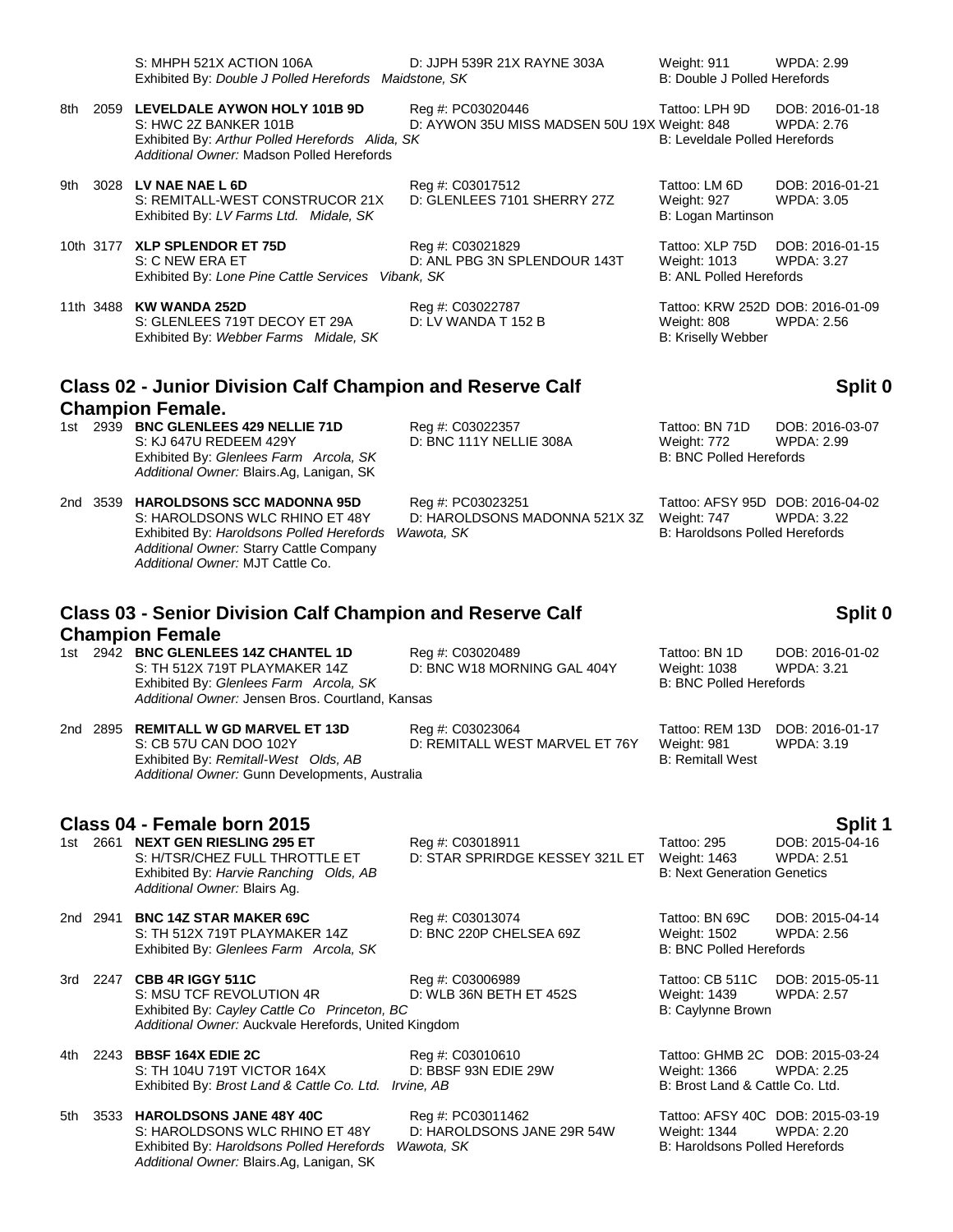S: MHPH 521X ACTION 106A D: JJPH 539R 21X RAYNE 303A Weight: 911 WPDA: 2.99
Exhibited By: *Double J Polled Herefords Maidstone, SK* B: Double J Polled Herefords

8th 2059 **LEVELDALE AYWON HOLY 101B 9D** Reg #: PC03020446 Tattoo: LPH 9D DOB: 2016-01-18
S: HWC 2Z BANKER 101B D: AYWON 35U MISS MADSEN 50U 19X Weight: 848 WPDA: 2.76
Exhibited By: *Arthur Polled Herefords Alida, SK* B: Leveldale Polled Herefords
*Additional Owner:* Madson Polled Herefords

9th 3028 **LV NAE NAE L 6D** Reg #: C03017512 Tattoo: LM 6D DOB: 2016-01-21
S: REMITALL-WEST CONSTRUCOR 21X D: GLENLEES 7101 SHERRY 27Z Weight: 927 WPDA: 3.05
Exhibited By: *LV Farms Ltd. Midale, SK* B: Logan Martinson

10th 3177 **XLP SPLENDOR ET 75D** Reg #: C03021829 Tattoo: XLP 75D DOB: 2016-01-15
S: C NEW ERA ET D: ANL PBG 3N SPLENDOUR 143T Weight: 1013 WPDA: 3.27
Exhibited By: *Lone Pine Cattle Services Vibank, SK* B: ANL Polled Herefords

11th 3488 **KW WANDA 252D** Reg #: C03022787 Tattoo: KRW 252D DOB: 2016-01-09
S: GLENLEES 719T DECOY ET 29A D: LV WANDA T 152 B Weight: 808 WPDA: 2.56
Exhibited By: *Webber Farms Midale, SK* B: Kriselly Webber

## Class 02 - Junior Division Calf Champion and Reserve Calf Champion Female. Split 0

1st 2939 **BNC GLENLEES 429 NELLIE 71D** Reg #: C03022357 Tattoo: BN 71D DOB: 2016-03-07
S: KJ 647U REDEEM 429Y D: BNC 111Y NELLIE 308A Weight: 772 WPDA: 2.99
Exhibited By: *Glenlees Farm Arcola, SK* B: BNC Polled Herefords
*Additional Owner:* Blairs.Ag, Lanigan, SK

2nd 3539 **HAROLDSONS SCC MADONNA 95D** Reg #: PC03023251 Tattoo: AFSY 95D DOB: 2016-04-02
S: HAROLDSONS WLC RHINO ET 48Y D: HAROLDSONS MADONNA 521X 3Z Weight: 747 WPDA: 3.22
Exhibited By: *Haroldsons Polled Herefords Wawota, SK* B: Haroldsons Polled Herefords
*Additional Owner:* Starry Cattle Company
*Additional Owner:* MJT Cattle Co.

## Class 03 - Senior Division Calf Champion and Reserve Calf Champion Female Split 0

1st 2942 **BNC GLENLEES 14Z CHANTEL 1D** Reg #: C03020489 Tattoo: BN 1D DOB: 2016-01-02
S: TH 512X 719T PLAYMAKER 14Z D: BNC W18 MORNING GAL 404Y Weight: 1038 WPDA: 3.21
Exhibited By: *Glenlees Farm Arcola, SK* B: BNC Polled Herefords
*Additional Owner:* Jensen Bros. Courtland, Kansas

2nd 2895 **REMITALL W GD MARVEL ET 13D** Reg #: C03023064 Tattoo: REM 13D DOB: 2016-01-17
S: CB 57U CAN DOO 102Y D: REMITALL WEST MARVEL ET 76Y Weight: 981 WPDA: 3.19
Exhibited By: *Remitall-West Olds, AB* B: Remitall West
*Additional Owner:* Gunn Developments, Australia

## Class 04 - Female born 2015 Split 1

1st 2661 **NEXT GEN RIESLING 295 ET** Reg #: C03018911 Tattoo: 295 DOB: 2015-04-16
S: H/TSR/CHEZ FULL THROTTLE ET D: STAR SPRIRDGE KESSEY 321L ET Weight: 1463 WPDA: 2.51
Exhibited By: *Harvie Ranching Olds, AB* B: Next Generation Genetics
*Additional Owner:* Blairs Ag.

2nd 2941 **BNC 14Z STAR MAKER 69C** Reg #: C03013074 Tattoo: BN 69C DOB: 2015-04-14
S: TH 512X 719T PLAYMAKER 14Z D: BNC 220P CHELSEA 69Z Weight: 1502 WPDA: 2.56
Exhibited By: *Glenlees Farm Arcola, SK* B: BNC Polled Herefords

3rd 2247 **CBB 4R IGGY 511C** Reg #: C03006989 Tattoo: CB 511C DOB: 2015-05-11
S: MSU TCF REVOLUTION 4R D: WLB 36N BETH ET 452S Weight: 1439 WPDA: 2.57
Exhibited By: *Cayley Cattle Co Princeton, BC* B: Caylynne Brown
*Additional Owner:* Auckvale Herefords, United Kingdom

4th 2243 **BBSF 164X EDIE 2C** Reg #: C03010610 Tattoo: GHMB 2C DOB: 2015-03-24
S: TH 104U 719T VICTOR 164X D: BBSF 93N EDIE 29W Weight: 1366 WPDA: 2.25
Exhibited By: *Brost Land & Cattle Co. Ltd. Irvine, AB* B: Brost Land & Cattle Co. Ltd.

5th 3533 **HAROLDSONS JANE 48Y 40C** Reg #: PC03011462 Tattoo: AFSY 40C DOB: 2015-03-19
S: HAROLDSONS WLC RHINO ET 48Y D: HAROLDSONS JANE 29R 54W Weight: 1344 WPDA: 2.20
Exhibited By: *Haroldsons Polled Herefords Wawota, SK* B: Haroldsons Polled Herefords
*Additional Owner:* Blairs.Ag, Lanigan, SK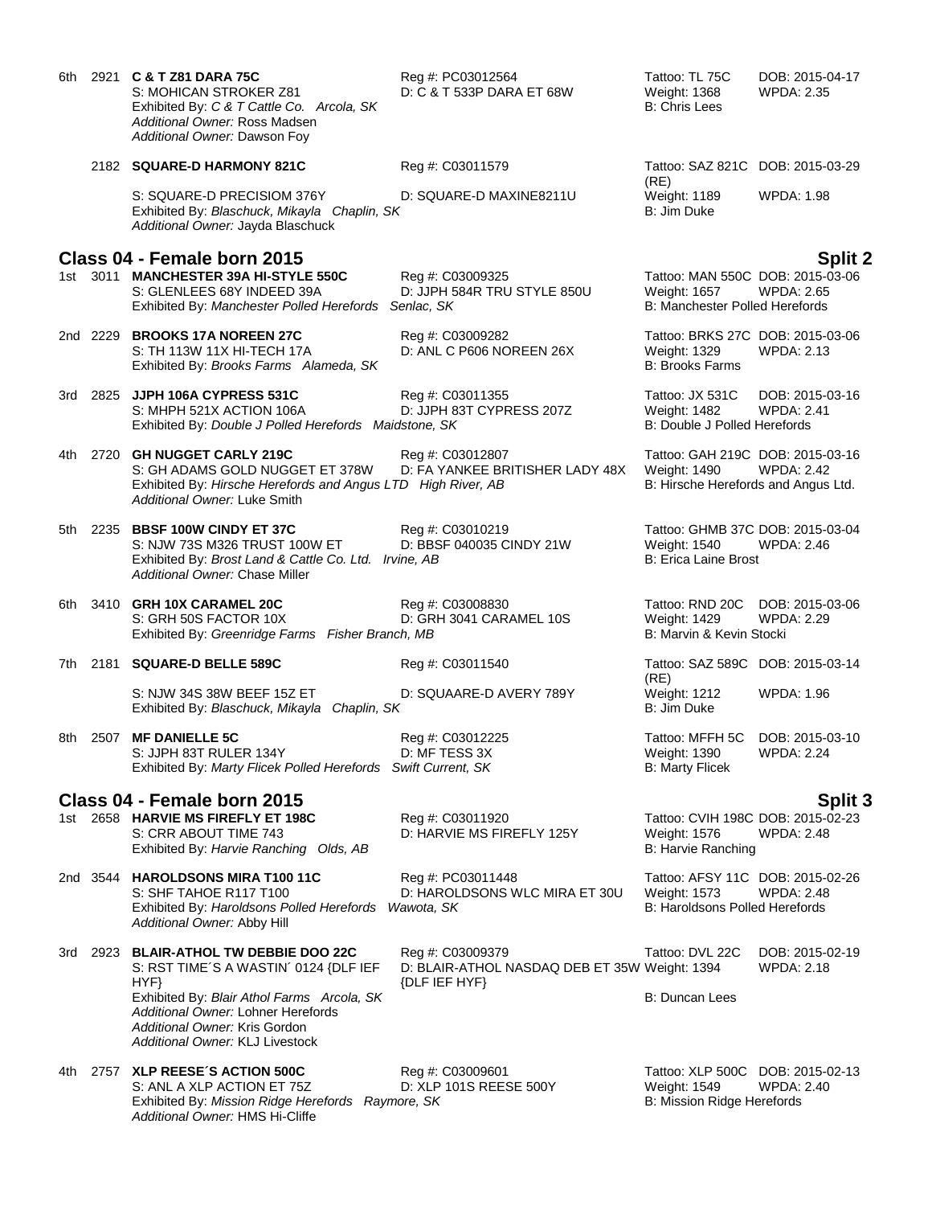6th 2921 **C & T Z81 DARA 75C** Reg #: PC03012564 Tattoo: TL 75C DOB: 2015-04-17
S: MOHICAN STROKER Z81 D: C & T 533P DARA ET 68W Weight: 1368 WPDA: 2.35
Exhibited By: *C & T Cattle Co. Arcola, SK* B: Chris Lees
*Additional Owner:* Ross Madsen
*Additional Owner:* Dawson Foy

2182 **SQUARE-D HARMONY 821C** Reg #: C03011579 Tattoo: SAZ 821C (RE) DOB: 2015-03-29
S: SQUARE-D PRECISIOM 376Y D: SQUARE-D MAXINE8211U Weight: 1189 WPDA: 1.98
Exhibited By: *Blaschuck, Mikayla Chaplin, SK* B: Jim Duke
*Additional Owner:* Jayda Blaschuck

## Class 04 - Female born 2015 — Split 2

1st 3011 **MANCHESTER 39A HI-STYLE 550C** Reg #: C03009325 Tattoo: MAN 550C DOB: 2015-03-06
S: GLENLEES 68Y INDEED 39A D: JJPH 584R TRU STYLE 850U Weight: 1657 WPDA: 2.65
Exhibited By: *Manchester Polled Herefords Senlac, SK* B: Manchester Polled Herefords

2nd 2229 **BROOKS 17A NOREEN 27C** Reg #: C03009282 Tattoo: BRKS 27C DOB: 2015-03-06
S: TH 113W 11X HI-TECH 17A D: ANL C P606 NOREEN 26X Weight: 1329 WPDA: 2.13
Exhibited By: *Brooks Farms Alameda, SK* B: Brooks Farms

3rd 2825 **JJPH 106A CYPRESS 531C** Reg #: C03011355 Tattoo: JX 531C DOB: 2015-03-16
S: MHPH 521X ACTION 106A D: JJPH 83T CYPRESS 207Z Weight: 1482 WPDA: 2.41
Exhibited By: *Double J Polled Herefords Maidstone, SK* B: Double J Polled Herefords

4th 2720 **GH NUGGET CARLY 219C** Reg #: C03012807 Tattoo: GAH 219C DOB: 2015-03-16
S: GH ADAMS GOLD NUGGET ET 378W D: FA YANKEE BRITISHER LADY 48X Weight: 1490 WPDA: 2.42
Exhibited By: *Hirsche Herefords and Angus LTD High River, AB* B: Hirsche Herefords and Angus Ltd.
*Additional Owner:* Luke Smith

5th 2235 **BBSF 100W CINDY ET 37C** Reg #: C03010219 Tattoo: GHMB 37C DOB: 2015-03-04
S: NJW 73S M326 TRUST 100W ET D: BBSF 040035 CINDY 21W Weight: 1540 WPDA: 2.46
Exhibited By: *Brost Land & Cattle Co. Ltd. Irvine, AB* B: Erica Laine Brost
*Additional Owner:* Chase Miller

6th 3410 **GRH 10X CARAMEL 20C** Reg #: C03008830 Tattoo: RND 20C DOB: 2015-03-06
S: GRH 50S FACTOR 10X D: GRH 3041 CARAMEL 10S Weight: 1429 WPDA: 2.29
Exhibited By: *Greenridge Farms Fisher Branch, MB* B: Marvin & Kevin Stocki

7th 2181 **SQUARE-D BELLE 589C** Reg #: C03011540 Tattoo: SAZ 589C (RE) DOB: 2015-03-14
S: NJW 34S 38W BEEF 15Z ET D: SQUAARE-D AVERY 789Y Weight: 1212 WPDA: 1.96
Exhibited By: *Blaschuck, Mikayla Chaplin, SK* B: Jim Duke

8th 2507 **MF DANIELLE 5C** Reg #: C03012225 Tattoo: MFFH 5C DOB: 2015-03-10
S: JJPH 83T RULER 134Y D: MF TESS 3X Weight: 1390 WPDA: 2.24
Exhibited By: *Marty Flicek Polled Herefords Swift Current, SK* B: Marty Flicek

## Class 04 - Female born 2015 — Split 3

1st 2658 **HARVIE MS FIREFLY ET 198C** Reg #: C03011920 Tattoo: CVIH 198C DOB: 2015-02-23
S: CRR ABOUT TIME 743 D: HARVIE MS FIREFLY 125Y Weight: 1576 WPDA: 2.48
Exhibited By: *Harvie Ranching Olds, AB* B: Harvie Ranching

2nd 3544 **HAROLDSONS MIRA T100 11C** Reg #: PC03011448 Tattoo: AFSY 11C DOB: 2015-02-26
S: SHF TAHOE R117 T100 D: HAROLDSONS WLC MIRA ET 30U Weight: 1573 WPDA: 2.48
Exhibited By: *Haroldsons Polled Herefords Wawota, SK* B: Haroldsons Polled Herefords
*Additional Owner:* Abby Hill

3rd 2923 **BLAIR-ATHOL TW DEBBIE DOO 22C** Reg #: C03009379 Tattoo: DVL 22C DOB: 2015-02-19
S: RST TIME´S A WASTIN´ 0124 {DLF IEF HYF} D: BLAIR-ATHOL NASDAQ DEB ET 35W {DLF IEF HYF} Weight: 1394 WPDA: 2.18
Exhibited By: *Blair Athol Farms Arcola, SK* B: Duncan Lees
*Additional Owner:* Lohner Herefords
*Additional Owner:* Kris Gordon
*Additional Owner:* KLJ Livestock

4th 2757 **XLP REESE´S ACTION 500C** Reg #: C03009601 Tattoo: XLP 500C DOB: 2015-02-13
S: ANL A XLP ACTION ET 75Z D: XLP 101S REESE 500Y Weight: 1549 WPDA: 2.40
Exhibited By: *Mission Ridge Herefords Raymore, SK* B: Mission Ridge Herefords
*Additional Owner:* HMS Hi-Cliffe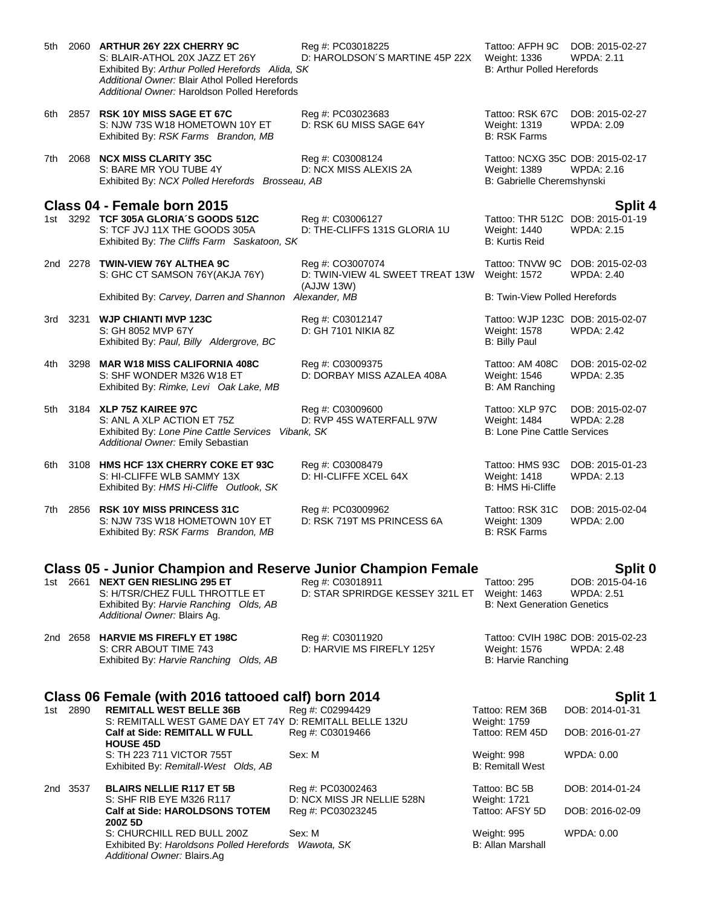5th 2060 **ARTHUR 26Y 22X CHERRY 9C** Reg #: PC03018225 Tattoo: AFPH 9C DOB: 2015-02-27
S: BLAIR-ATHOL 20X JAZZ ET 26Y D: HAROLDSON´S MARTINE 45P 22X Weight: 1336 WPDA: 2.11
Exhibited By: *Arthur Polled Herefords Alida, SK* B: Arthur Polled Herefords
*Additional Owner:* Blair Athol Polled Herefords
*Additional Owner:* Haroldson Polled Herefords

6th 2857 **RSK 10Y MISS SAGE ET 67C** Reg #: PC03023683 Tattoo: RSK 67C DOB: 2015-02-27
S: NJW 73S W18 HOMETOWN 10Y ET D: RSK 6U MISS SAGE 64Y Weight: 1319 WPDA: 2.09
Exhibited By: *RSK Farms Brandon, MB* B: RSK Farms

7th 2068 **NCX MISS CLARITY 35C** Reg #: C03008124 Tattoo: NCXG 35C DOB: 2015-02-17
S: BARE MR YOU TUBE 4Y D: NCX MISS ALEXIS 2A Weight: 1389 WPDA: 2.16
Exhibited By: *NCX Polled Herefords Brosseau, AB* B: Gabrielle Cheremshynski

## Class 04 - Female born 2015 — Split 4

1st 3292 **TCF 305A GLORIA´S GOODS 512C** Reg #: C03006127 Tattoo: THR 512C DOB: 2015-01-19
S: TCF JVJ 11X THE GOODS 305A D: THE-CLIFFS 131S GLORIA 1U Weight: 1440 WPDA: 2.15
Exhibited By: *The Cliffs Farm Saskatoon, SK* B: Kurtis Reid

2nd 2278 **TWIN-VIEW 76Y ALTHEA 9C** Reg #: CO3007074 Tattoo: TNVW 9C DOB: 2015-02-03
S: GHC CT SAMSON 76Y(AKJA 76Y) D: TWIN-VIEW 4L SWEET TREAT 13W (AJJW 13W) Weight: 1572 WPDA: 2.40
Exhibited By: *Carvey, Darren and Shannon Alexander, MB* B: Twin-View Polled Herefords

3rd 3231 **WJP CHIANTI MVP 123C** Reg #: C03012147 Tattoo: WJP 123C DOB: 2015-02-07
S: GH 8052 MVP 67Y D: GH 7101 NIKIA 8Z Weight: 1578 WPDA: 2.42
Exhibited By: *Paul, Billy Aldergrove, BC* B: Billy Paul

4th 3298 **MAR W18 MISS CALIFORNIA 408C** Reg #: C03009375 Tattoo: AM 408C DOB: 2015-02-02
S: SHF WONDER M326 W18 ET D: DORBAY MISS AZALEA 408A Weight: 1546 WPDA: 2.35
Exhibited By: *Rimke, Levi Oak Lake, MB* B: AM Ranching

5th 3184 **XLP 75Z KAIREE 97C** Reg #: C03009600 Tattoo: XLP 97C DOB: 2015-02-07
S: ANL A XLP ACTION ET 75Z D: RVP 45S WATERFALL 97W Weight: 1484 WPDA: 2.28
Exhibited By: *Lone Pine Cattle Services Vibank, SK* B: Lone Pine Cattle Services
*Additional Owner:* Emily Sebastian

6th 3108 **HMS HCF 13X CHERRY COKE ET 93C** Reg #: C03008479 Tattoo: HMS 93C DOB: 2015-01-23
S: HI-CLIFFE WLB SAMMY 13X D: HI-CLIFFE XCEL 64X Weight: 1418 WPDA: 2.13
Exhibited By: *HMS Hi-Cliffe Outlook, SK* B: HMS Hi-Cliffe

7th 2856 **RSK 10Y MISS PRINCESS 31C** Reg #: PC03009962 Tattoo: RSK 31C DOB: 2015-02-04
S: NJW 73S W18 HOMETOWN 10Y ET D: RSK 719T MS PRINCESS 6A Weight: 1309 WPDA: 2.00
Exhibited By: *RSK Farms Brandon, MB* B: RSK Farms

## Class 05 - Junior Champion and Reserve Junior Champion Female — Split 0

1st 2661 **NEXT GEN RIESLING 295 ET** Reg #: C03018911 Tattoo: 295 DOB: 2015-04-16
S: H/TSR/CHEZ FULL THROTTLE ET D: STAR SPRIRDGE KESSEY 321L ET Weight: 1463 WPDA: 2.51
Exhibited By: *Harvie Ranching Olds, AB* B: Next Generation Genetics
*Additional Owner:* Blairs Ag.

2nd 2658 **HARVIE MS FIREFLY ET 198C** Reg #: C03011920 Tattoo: CVIH 198C DOB: 2015-02-23
S: CRR ABOUT TIME 743 D: HARVIE MS FIREFLY 125Y Weight: 1576 WPDA: 2.48
Exhibited By: *Harvie Ranching Olds, AB* B: Harvie Ranching

## Class 06 Female (with 2016 tattooed calf) born 2014 — Split 1

1st 2890 **REMITALL WEST BELLE 36B** Reg #: C02994429 Tattoo: REM 36B DOB: 2014-01-31
S: REMITALL WEST GAME DAY ET 74Y D: REMITALL BELLE 132U Weight: 1759
**Calf at Side: REMITALL W FULL HOUSE 45D** Reg #: C03019466 Tattoo: REM 45D DOB: 2016-01-27
S: TH 223 711 VICTOR 755T Sex: M Weight: 998 WPDA: 0.00
Exhibited By: *Remitall-West Olds, AB* B: Remitall West

2nd 3537 **BLAIRS NELLIE R117 ET 5B** Reg #: PC03002463 Tattoo: BC 5B DOB: 2014-01-24
S: SHF RIB EYE M326 R117 D: NCX MISS JR NELLIE 528N Weight: 1721
**Calf at Side: HAROLDSONS TOTEM 200Z 5D** Reg #: PC03023245 Tattoo: AFSY 5D DOB: 2016-02-09
S: CHURCHILL RED BULL 200Z Sex: M Weight: 995 WPDA: 0.00
Exhibited By: *Haroldsons Polled Herefords Wawota, SK* B: Allan Marshall
*Additional Owner:* Blairs.Ag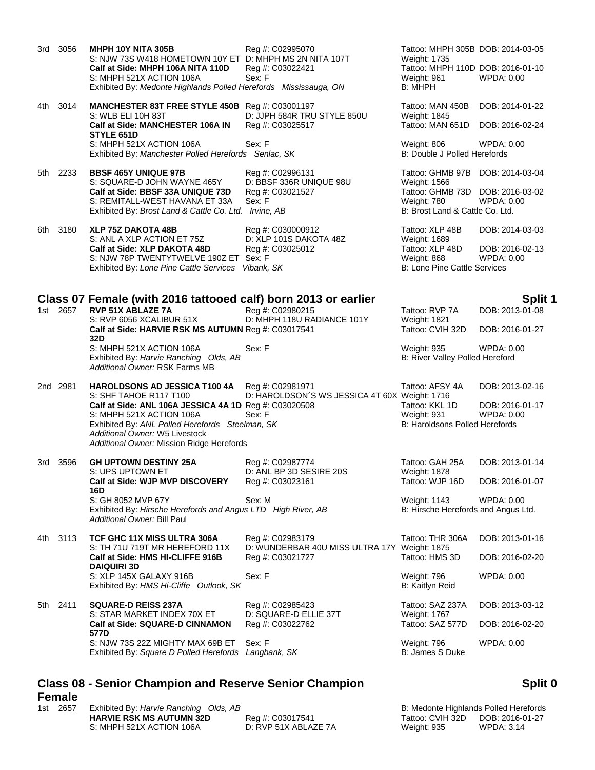3rd 3056 **MHPH 10Y NITA 305B** Reg #: C02995070 Tattoo: MHPH 305B DOB: 2014-03-05
S: NJW 73S W418 HOMETOWN 10Y ET D: MHPH MS 2N NITA 107T Weight: 1735
**Calf at Side: MHPH 106A NITA 110D** Reg #: C03022421 Tattoo: MHPH 110D DOB: 2016-01-10
S: MHPH 521X ACTION 106A Sex: F Weight: 961 WPDA: 0.00
Exhibited By: *Medonte Highlands Polled Herefords Mississauga, ON* B: MHPH

4th 3014 **MANCHESTER 83T FREE STYLE 450B** Reg #: C03001197 Tattoo: MAN 450B DOB: 2014-01-22
S: WLB ELI 10H 83T D: JJPH 584R TRU STYLE 850U Weight: 1845
**Calf at Side: MANCHESTER 106A IN STYLE 651D** Reg #: C03025517 Tattoo: MAN 651D DOB: 2016-02-24
S: MHPH 521X ACTION 106A Sex: F Weight: 806 WPDA: 0.00
Exhibited By: *Manchester Polled Herefords Senlac, SK* B: Double J Polled Herefords

5th 2233 **BBSF 465Y UNIQUE 97B** Reg #: C02996131 Tattoo: GHMB 97B DOB: 2014-03-04
S: SQUARE-D JOHN WAYNE 465Y D: BBSF 336R UNIQUE 98U Weight: 1566
**Calf at Side: BBSF 33A UNIQUE 73D** Reg #: C03021527 Tattoo: GHMB 73D DOB: 2016-03-02
S: REMITALL-WEST HAVANA ET 33A Sex: F Weight: 780 WPDA: 0.00
Exhibited By: *Brost Land & Cattle Co. Ltd. Irvine, AB* B: Brost Land & Cattle Co. Ltd.

6th 3180 **XLP 75Z DAKOTA 48B** Reg #: C030000912 Tattoo: XLP 48B DOB: 2014-03-03
S: ANL A XLP ACTION ET 75Z D: XLP 101S DAKOTA 48Z Weight: 1689
**Calf at Side: XLP DAKOTA 48D** Reg #: C03025012 Tattoo: XLP 48D DOB: 2016-02-13
S: NJW 78P TWENTYTWELVE 190Z ET Sex: F Weight: 868 WPDA: 0.00
Exhibited By: *Lone Pine Cattle Services Vibank, SK* B: Lone Pine Cattle Services

## Class 07 Female (with 2016 tattooed calf) born 2013 or earlier — Split 1

1st 2657 **RVP 51X ABLAZE 7A** Reg #: C02980215 Tattoo: RVP 7A DOB: 2013-01-08
S: RVP 6056 XCALIBUR 51X D: MHPH 118U RADIANCE 101Y Weight: 1821
**Calf at Side: HARVIE RSK MS AUTUMN 32D** Reg #: C03017541 Tattoo: CVIH 32D DOB: 2016-01-27
S: MHPH 521X ACTION 106A Sex: F Weight: 935 WPDA: 0.00
Exhibited By: *Harvie Ranching Olds, AB* B: River Valley Polled Hereford
*Additional Owner:* RSK Farms MB

2nd 2981 **HAROLDSONS AD JESSICA T100 4A** Reg #: C02981971 Tattoo: AFSY 4A DOB: 2013-02-16
S: SHF TAHOE R117 T100 D: HAROLDSON´S WS JESSICA 4T 60X Weight: 1716
**Calf at Side: ANL 106A JESSICA 4A 1D** Reg #: C03020508 Tattoo: KKL 1D DOB: 2016-01-17
S: MHPH 521X ACTION 106A Sex: F Weight: 931 WPDA: 0.00
Exhibited By: *ANL Polled Herefords Steelman, SK* B: Haroldsons Polled Herefords
*Additional Owner:* W5 Livestock
*Additional Owner:* Mission Ridge Herefords

3rd 3596 **GH UPTOWN DESTINY 25A** Reg #: C02987774 Tattoo: GAH 25A DOB: 2013-01-14
S: UPS UPTOWN ET D: ANL BP 3D SESIRE 20S Weight: 1878
**Calf at Side: WJP MVP DISCOVERY 16D** Reg #: C03023161 Tattoo: WJP 16D DOB: 2016-01-07
S: GH 8052 MVP 67Y Sex: M Weight: 1143 WPDA: 0.00
Exhibited By: *Hirsche Herefords and Angus LTD High River, AB* B: Hirsche Herefords and Angus Ltd.
*Additional Owner:* Bill Paul

4th 3113 **TCF GHC 11X MISS ULTRA 306A** Reg #: C02983179 Tattoo: THR 306A DOB: 2013-01-16
S: TH 71U 719T MR HEREFORD 11X D: WUNDERBAR 40U MISS ULTRA 17Y Weight: 1875
**Calf at Side: HMS HI-CLIFFE 916B DAIQUIRI 3D** Reg #: C03021727 Tattoo: HMS 3D DOB: 2016-02-20
S: XLP 145X GALAXY 916B Sex: F Weight: 796 WPDA: 0.00
Exhibited By: *HMS Hi-Cliffe Outlook, SK* B: Kaitlyn Reid

5th 2411 **SQUARE-D REISS 237A** Reg #: C02985423 Tattoo: SAZ 237A DOB: 2013-03-12
S: STAR MARKET INDEX 70X ET D: SQUARE-D ELLIE 37T Weight: 1767
**Calf at Side: SQUARE-D CINNAMON 577D** Reg #: C03022762 Tattoo: SAZ 577D DOB: 2016-02-20
S: NJW 73S 22Z MIGHTY MAX 69B ET Sex: F Weight: 796 WPDA: 0.00
Exhibited By: *Square D Polled Herefords Langbank, SK* B: James S Duke

## Class 08 - Senior Champion and Reserve Senior Champion Female — Split 0

1st 2657 Exhibited By: *Harvie Ranching Olds, AB* B: Medonte Highlands Polled Herefords
**HARVIE RSK MS AUTUMN 32D** Reg #: C03017541 Tattoo: CVIH 32D DOB: 2016-01-27
S: MHPH 521X ACTION 106A D: RVP 51X ABLAZE 7A Weight: 935 WPDA: 3.14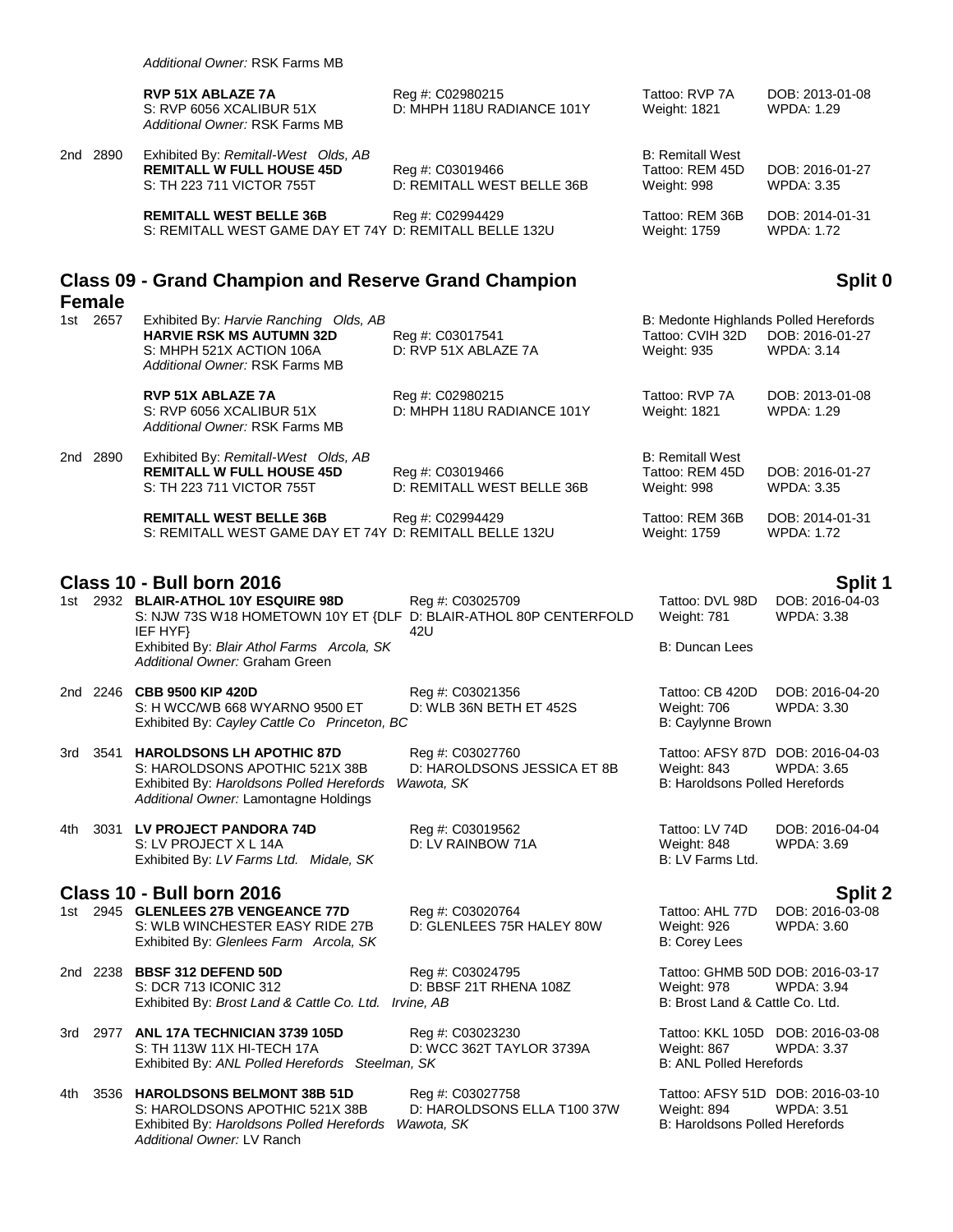*Additional Owner:* RSK Farms MB

**RVP 51X ABLAZE 7A** Reg #: C02980215 Tattoo: RVP 7A DOB: 2013-01-08
S: RVP 6056 XCALIBUR 51X D: MHPH 118U RADIANCE 101Y Weight: 1821 WPDA: 1.29
*Additional Owner:* RSK Farms MB

2nd 2890 Exhibited By: *Remitall-West Olds, AB* B: Remitall West
**REMITALL W FULL HOUSE 45D** Reg #: C03019466 Tattoo: REM 45D DOB: 2016-01-27
S: TH 223 711 VICTOR 755T D: REMITALL WEST BELLE 36B Weight: 998 WPDA: 3.35

**REMITALL WEST BELLE 36B** Reg #: C02994429 Tattoo: REM 36B DOB: 2014-01-31
S: REMITALL WEST GAME DAY ET 74Y D: REMITALL BELLE 132U Weight: 1759 WPDA: 1.72

## Class 09 - Grand Champion and Reserve Grand Champion Female — Split 0

1st 2657 Exhibited By: *Harvie Ranching Olds, AB* B: Medonte Highlands Polled Herefords
**HARVIE RSK MS AUTUMN 32D** Reg #: C03017541 Tattoo: CVIH 32D DOB: 2016-01-27
S: MHPH 521X ACTION 106A D: RVP 51X ABLAZE 7A Weight: 935 WPDA: 3.14
*Additional Owner:* RSK Farms MB

**RVP 51X ABLAZE 7A** Reg #: C02980215 Tattoo: RVP 7A DOB: 2013-01-08
S: RVP 6056 XCALIBUR 51X D: MHPH 118U RADIANCE 101Y Weight: 1821 WPDA: 1.29
*Additional Owner:* RSK Farms MB

2nd 2890 Exhibited By: *Remitall-West Olds, AB* B: Remitall West
**REMITALL W FULL HOUSE 45D** Reg #: C03019466 Tattoo: REM 45D DOB: 2016-01-27
S: TH 223 711 VICTOR 755T D: REMITALL WEST BELLE 36B Weight: 998 WPDA: 3.35

**REMITALL WEST BELLE 36B** Reg #: C02994429 Tattoo: REM 36B DOB: 2014-01-31
S: REMITALL WEST GAME DAY ET 74Y D: REMITALL BELLE 132U Weight: 1759 WPDA: 1.72

## Class 10 - Bull born 2016 — Split 1

1st 2932 **BLAIR-ATHOL 10Y ESQUIRE 98D** Reg #: C03025709 Tattoo: DVL 98D DOB: 2016-04-03
S: NJW 73S W18 HOMETOWN 10Y ET {DLF IEF HYF} D: BLAIR-ATHOL 80P CENTERFOLD 42U Weight: 781 WPDA: 3.38
Exhibited By: *Blair Athol Farms Arcola, SK* B: Duncan Lees
*Additional Owner:* Graham Green

2nd 2246 **CBB 9500 KIP 420D** Reg #: C03021356 Tattoo: CB 420D DOB: 2016-04-20
S: H WCC/WB 668 WYARNO 9500 ET D: WLB 36N BETH ET 452S Weight: 706 WPDA: 3.30
Exhibited By: *Cayley Cattle Co Princeton, BC* B: Caylynne Brown

3rd 3541 **HAROLDSONS LH APOTHIC 87D** Reg #: C03027760 Tattoo: AFSY 87D DOB: 2016-04-03
S: HAROLDSONS APOTHIC 521X 38B D: HAROLDSONS JESSICA ET 8B Weight: 843 WPDA: 3.65
Exhibited By: *Haroldsons Polled Herefords Wawota, SK* B: Haroldsons Polled Herefords
*Additional Owner:* Lamontagne Holdings

4th 3031 **LV PROJECT PANDORA 74D** Reg #: C03019562 Tattoo: LV 74D DOB: 2016-04-04
S: LV PROJECT X L 14A D: LV RAINBOW 71A Weight: 848 WPDA: 3.69
Exhibited By: *LV Farms Ltd. Midale, SK* B: LV Farms Ltd.

## Class 10 - Bull born 2016 — Split 2

1st 2945 **GLENLEES 27B VENGEANCE 77D** Reg #: C03020764 Tattoo: AHL 77D DOB: 2016-03-08
S: WLB WINCHESTER EASY RIDE 27B D: GLENLEES 75R HALEY 80W Weight: 926 WPDA: 3.60
Exhibited By: *Glenlees Farm Arcola, SK* B: Corey Lees

2nd 2238 **BBSF 312 DEFEND 50D** Reg #: C03024795 Tattoo: GHMB 50D DOB: 2016-03-17
S: DCR 713 ICONIC 312 D: BBSF 21T RHENA 108Z Weight: 978 WPDA: 3.94
Exhibited By: *Brost Land & Cattle Co. Ltd. Irvine, AB* B: Brost Land & Cattle Co. Ltd.

3rd 2977 **ANL 17A TECHNICIAN 3739 105D** Reg #: C03023230 Tattoo: KKL 105D DOB: 2016-03-08
S: TH 113W 11X HI-TECH 17A D: WCC 362T TAYLOR 3739A Weight: 867 WPDA: 3.37
Exhibited By: *ANL Polled Herefords Steelman, SK* B: ANL Polled Herefords

4th 3536 **HAROLDSONS BELMONT 38B 51D** Reg #: C03027758 Tattoo: AFSY 51D DOB: 2016-03-10
S: HAROLDSONS APOTHIC 521X 38B D: HAROLDSONS ELLA T100 37W Weight: 894 WPDA: 3.51
Exhibited By: *Haroldsons Polled Herefords Wawota, SK* B: Haroldsons Polled Herefords
*Additional Owner:* LV Ranch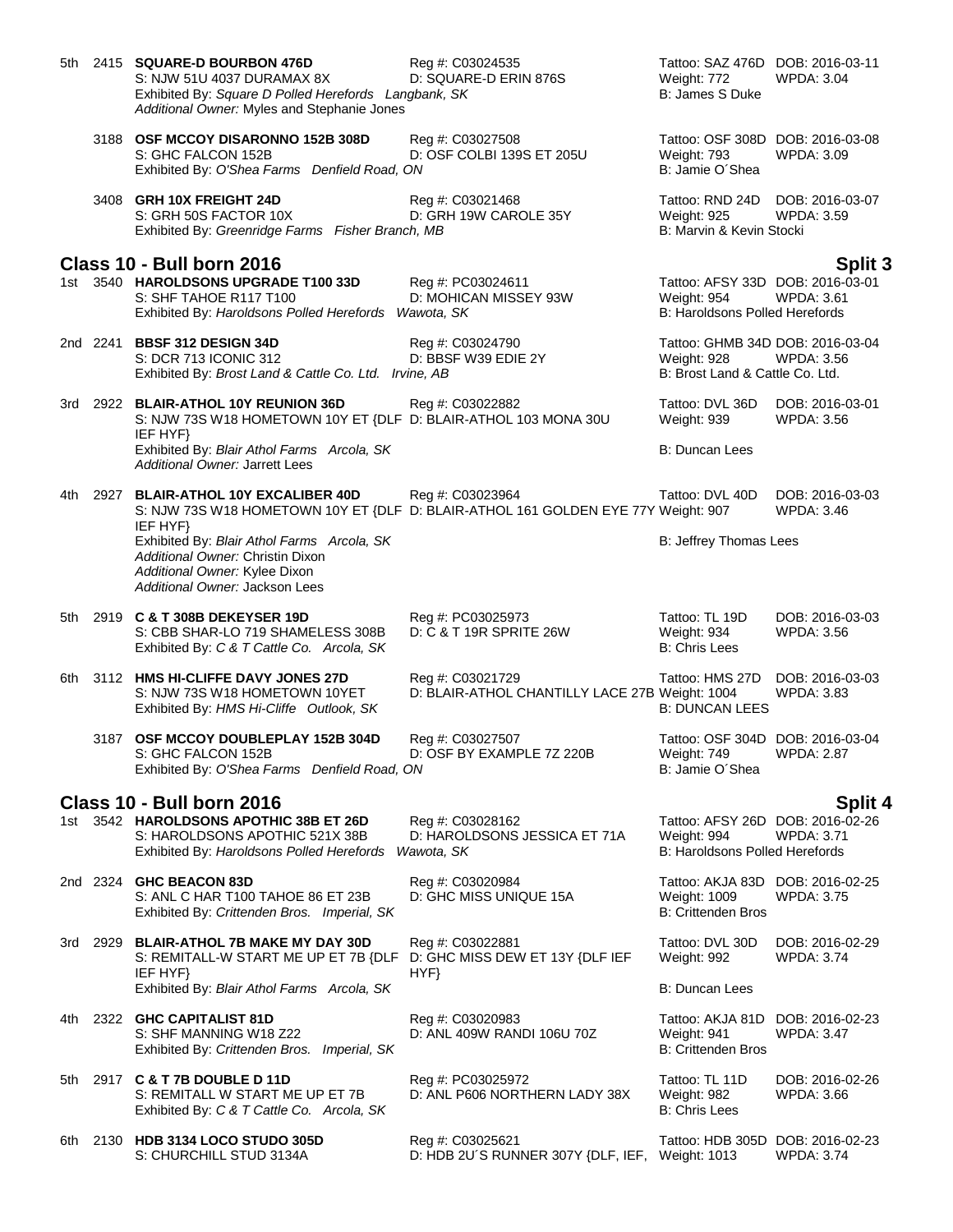5th 2415 **SQUARE-D BOURBON 476D** Reg #: C03024535 Tattoo: SAZ 476D DOB: 2016-03-11
S: NJW 51U 4037 DURAMAX 8X D: SQUARE-D ERIN 876S Weight: 772 WPDA: 3.04
Exhibited By: *Square D Polled Herefords Langbank, SK* B: James S Duke
*Additional Owner:* Myles and Stephanie Jones

3188 **OSF MCCOY DISARONNO 152B 308D** Reg #: C03027508 Tattoo: OSF 308D DOB: 2016-03-08
S: GHC FALCON 152B D: OSF COLBI 139S ET 205U Weight: 793 WPDA: 3.09
Exhibited By: *O'Shea Farms Denfield Road, ON* B: Jamie O´Shea

3408 **GRH 10X FREIGHT 24D** Reg #: C03021468 Tattoo: RND 24D DOB: 2016-03-07
S: GRH 50S FACTOR 10X D: GRH 19W CAROLE 35Y Weight: 925 WPDA: 3.59
Exhibited By: *Greenridge Farms Fisher Branch, MB* B: Marvin & Kevin Stocki

## Class 10 - Bull born 2016 — Split 3

1st 3540 **HAROLDSONS UPGRADE T100 33D** Reg #: PC03024611 Tattoo: AFSY 33D DOB: 2016-03-01
S: SHF TAHOE R117 T100 D: MOHICAN MISSEY 93W Weight: 954 WPDA: 3.61
Exhibited By: *Haroldsons Polled Herefords Wawota, SK* B: Haroldsons Polled Herefords

2nd 2241 **BBSF 312 DESIGN 34D** Reg #: C03024790 Tattoo: GHMB 34D DOB: 2016-03-04
S: DCR 713 ICONIC 312 D: BBSF W39 EDIE 2Y Weight: 928 WPDA: 3.56
Exhibited By: *Brost Land & Cattle Co. Ltd. Irvine, AB* B: Brost Land & Cattle Co. Ltd.

3rd 2922 **BLAIR-ATHOL 10Y REUNION 36D** Reg #: C03022882 Tattoo: DVL 36D DOB: 2016-03-01
S: NJW 73S W18 HOMETOWN 10Y ET {DLF IEF HYF} D: BLAIR-ATHOL 103 MONA 30U Weight: 939 WPDA: 3.56
Exhibited By: *Blair Athol Farms Arcola, SK* B: Duncan Lees
*Additional Owner:* Jarrett Lees

4th 2927 **BLAIR-ATHOL 10Y EXCALIBER 40D** Reg #: C03023964 Tattoo: DVL 40D DOB: 2016-03-03
S: NJW 73S W18 HOMETOWN 10Y ET {DLF IEF HYF} D: BLAIR-ATHOL 161 GOLDEN EYE 77Y Weight: 907 WPDA: 3.46
Exhibited By: *Blair Athol Farms Arcola, SK* B: Jeffrey Thomas Lees
*Additional Owner:* Christin Dixon
*Additional Owner:* Kylee Dixon
*Additional Owner:* Jackson Lees

5th 2919 **C & T 308B DEKEYSER 19D** Reg #: PC03025973 Tattoo: TL 19D DOB: 2016-03-03
S: CBB SHAR-LO 719 SHAMELESS 308B D: C & T 19R SPRITE 26W Weight: 934 WPDA: 3.56
Exhibited By: *C & T Cattle Co. Arcola, SK* B: Chris Lees

6th 3112 **HMS HI-CLIFFE DAVY JONES 27D** Reg #: C03021729 Tattoo: HMS 27D DOB: 2016-03-03
S: NJW 73S W18 HOMETOWN 10YET D: BLAIR-ATHOL CHANTILLY LACE 27B Weight: 1004 WPDA: 3.83
Exhibited By: *HMS Hi-Cliffe Outlook, SK* B: DUNCAN LEES

3187 **OSF MCCOY DOUBLEPLAY 152B 304D** Reg #: C03027507 Tattoo: OSF 304D DOB: 2016-03-04
S: GHC FALCON 152B D: OSF BY EXAMPLE 7Z 220B Weight: 749 WPDA: 2.87
Exhibited By: *O'Shea Farms Denfield Road, ON* B: Jamie O´Shea

## Class 10 - Bull born 2016 — Split 4

1st 3542 **HAROLDSONS APOTHIC 38B ET 26D** Reg #: C03028162 Tattoo: AFSY 26D DOB: 2016-02-26
S: HAROLDSONS APOTHIC 521X 38B D: HAROLDSONS JESSICA ET 71A Weight: 994 WPDA: 3.71
Exhibited By: *Haroldsons Polled Herefords Wawota, SK* B: Haroldsons Polled Herefords

2nd 2324 **GHC BEACON 83D** Reg #: C03020984 Tattoo: AKJA 83D DOB: 2016-02-25
S: ANL C HAR T100 TAHOE 86 ET 23B D: GHC MISS UNIQUE 15A Weight: 1009 WPDA: 3.75
Exhibited By: *Crittenden Bros. Imperial, SK* B: Crittenden Bros

3rd 2929 **BLAIR-ATHOL 7B MAKE MY DAY 30D** Reg #: C03022881 Tattoo: DVL 30D DOB: 2016-02-29
S: REMITALL-W START ME UP ET 7B {DLF IEF HYF} D: GHC MISS DEW ET 13Y {DLF IEF HYF} Weight: 992 WPDA: 3.74
Exhibited By: *Blair Athol Farms Arcola, SK* B: Duncan Lees

4th 2322 **GHC CAPITALIST 81D** Reg #: C03020983 Tattoo: AKJA 81D DOB: 2016-02-23
S: SHF MANNING W18 Z22 D: ANL 409W RANDI 106U 70Z Weight: 941 WPDA: 3.47
Exhibited By: *Crittenden Bros. Imperial, SK* B: Crittenden Bros

5th 2917 **C & T 7B DOUBLE D 11D** Reg #: PC03025972 Tattoo: TL 11D DOB: 2016-02-26
S: REMITALL W START ME UP ET 7B D: ANL P606 NORTHERN LADY 38X Weight: 982 WPDA: 3.66
Exhibited By: *C & T Cattle Co. Arcola, SK* B: Chris Lees

6th 2130 **HDB 3134 LOCO STUDO 305D** Reg #: C03025621 Tattoo: HDB 305D DOB: 2016-02-23
S: CHURCHILL STUD 3134A D: HDB 2U´S RUNNER 307Y {DLF, IEF, Weight: 1013 WPDA: 3.74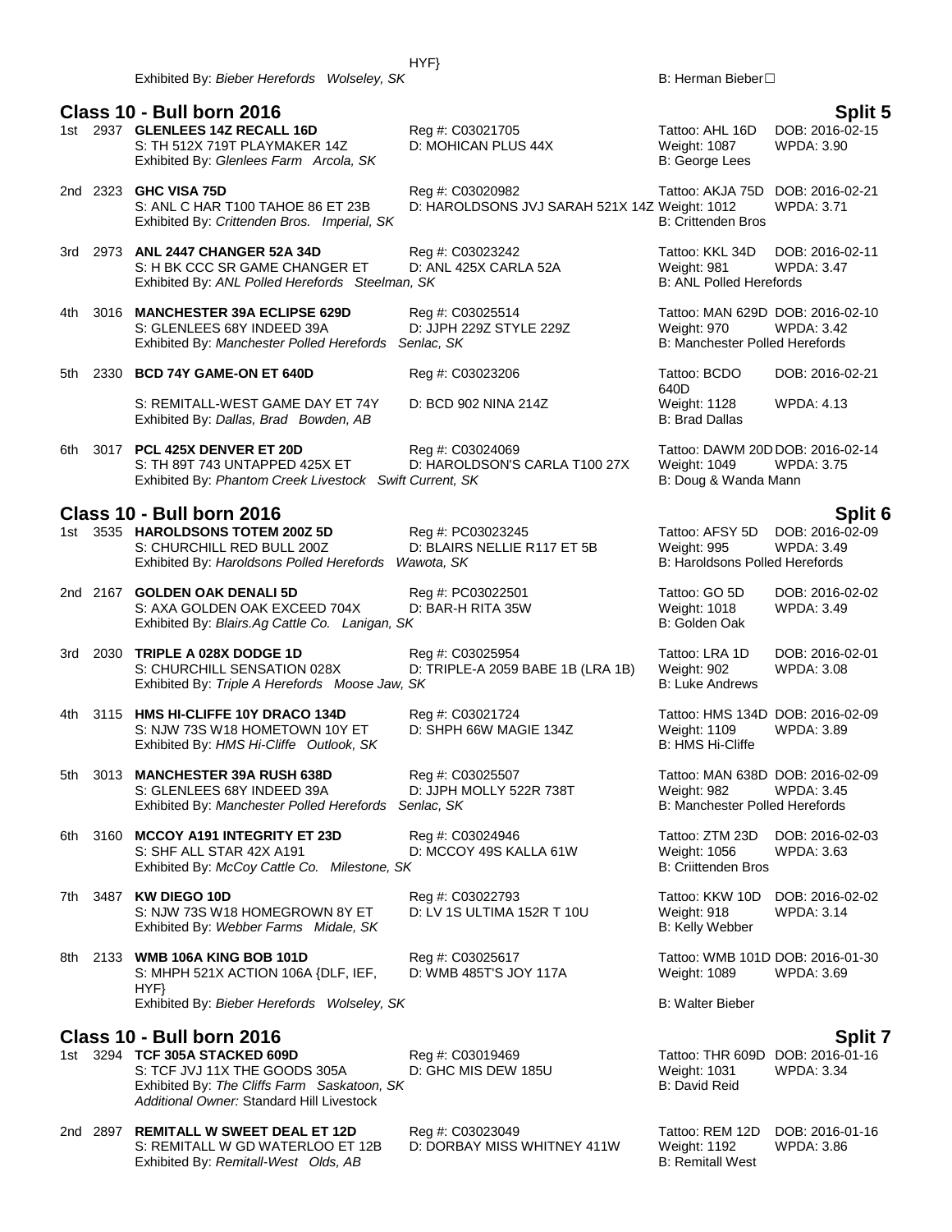HYF}
Exhibited By: *Bieber Herefords Wolseley, SK* B: Herman Bieber☐

## Class 10 - Bull born 2016 — Split 5

1st 2937 **GLENLEES 14Z RECALL 16D** Reg #: C03021705 Tattoo: AHL 16D DOB: 2016-02-15
S: TH 512X 719T PLAYMAKER 14Z D: MOHICAN PLUS 44X Weight: 1087 WPDA: 3.90
Exhibited By: *Glenlees Farm Arcola, SK* B: George Lees

2nd 2323 **GHC VISA 75D** Reg #: C03020982 Tattoo: AKJA 75D DOB: 2016-02-21
S: ANL C HAR T100 TAHOE 86 ET 23B D: HAROLDSONS JVJ SARAH 521X 14Z Weight: 1012 WPDA: 3.71
Exhibited By: *Crittenden Bros. Imperial, SK* B: Crittenden Bros

3rd 2973 **ANL 2447 CHANGER 52A 34D** Reg #: C03023242 Tattoo: KKL 34D DOB: 2016-02-11
S: H BK CCC SR GAME CHANGER ET D: ANL 425X CARLA 52A Weight: 981 WPDA: 3.47
Exhibited By: *ANL Polled Herefords Steelman, SK* B: ANL Polled Herefords

4th 3016 **MANCHESTER 39A ECLIPSE 629D** Reg #: C03025514 Tattoo: MAN 629D DOB: 2016-02-10
S: GLENLEES 68Y INDEED 39A D: JJPH 229Z STYLE 229Z Weight: 970 WPDA: 3.42
Exhibited By: *Manchester Polled Herefords Senlac, SK* B: Manchester Polled Herefords

5th 2330 **BCD 74Y GAME-ON ET 640D** Reg #: C03023206 Tattoo: BCDO 640D DOB: 2016-02-21
S: REMITALL-WEST GAME DAY ET 74Y D: BCD 902 NINA 214Z Weight: 1128 WPDA: 4.13
Exhibited By: *Dallas, Brad Bowden, AB* B: Brad Dallas

6th 3017 **PCL 425X DENVER ET 20D** Reg #: C03024069 Tattoo: DAWM 20D DOB: 2016-02-14
S: TH 89T 743 UNTAPPED 425X ET D: HAROLDSON'S CARLA T100 27X Weight: 1049 WPDA: 3.75
Exhibited By: *Phantom Creek Livestock Swift Current, SK* B: Doug & Wanda Mann

## Class 10 - Bull born 2016 — Split 6

1st 3535 **HAROLDSONS TOTEM 200Z 5D** Reg #: PC03023245 Tattoo: AFSY 5D DOB: 2016-02-09
S: CHURCHILL RED BULL 200Z D: BLAIRS NELLIE R117 ET 5B Weight: 995 WPDA: 3.49
Exhibited By: *Haroldsons Polled Herefords Wawota, SK* B: Haroldsons Polled Herefords

2nd 2167 **GOLDEN OAK DENALI 5D** Reg #: PC03022501 Tattoo: GO 5D DOB: 2016-02-02
S: AXA GOLDEN OAK EXCEED 704X D: BAR-H RITA 35W Weight: 1018 WPDA: 3.49
Exhibited By: *Blairs.Ag Cattle Co. Lanigan, SK* B: Golden Oak

3rd 2030 **TRIPLE A 028X DODGE 1D** Reg #: C03025954 Tattoo: LRA 1D DOB: 2016-02-01
S: CHURCHILL SENSATION 028X D: TRIPLE-A 2059 BABE 1B (LRA 1B) Weight: 902 WPDA: 3.08
Exhibited By: *Triple A Herefords Moose Jaw, SK* B: Luke Andrews

4th 3115 **HMS HI-CLIFFE 10Y DRACO 134D** Reg #: C03021724 Tattoo: HMS 134D DOB: 2016-02-09
S: NJW 73S W18 HOMETOWN 10Y ET D: SHPH 66W MAGIE 134Z Weight: 1109 WPDA: 3.89
Exhibited By: *HMS Hi-Cliffe Outlook, SK* B: HMS Hi-Cliffe

5th 3013 **MANCHESTER 39A RUSH 638D** Reg #: C03025507 Tattoo: MAN 638D DOB: 2016-02-09
S: GLENLEES 68Y INDEED 39A D: JJPH MOLLY 522R 738T Weight: 982 WPDA: 3.45
Exhibited By: *Manchester Polled Herefords Senlac, SK* B: Manchester Polled Herefords

6th 3160 **MCCOY A191 INTEGRITY ET 23D** Reg #: C03024946 Tattoo: ZTM 23D DOB: 2016-02-03
S: SHF ALL STAR 42X A191 D: MCCOY 49S KALLA 61W Weight: 1056 WPDA: 3.63
Exhibited By: *McCoy Cattle Co. Milestone, SK* B: Criittenden Bros

7th 3487 **KW DIEGO 10D** Reg #: C03022793 Tattoo: KKW 10D DOB: 2016-02-02
S: NJW 73S W18 HOMEGROWN 8Y ET D: LV 1S ULTIMA 152R T 10U Weight: 918 WPDA: 3.14
Exhibited By: *Webber Farms Midale, SK* B: Kelly Webber

8th 2133 **WMB 106A KING BOB 101D** Reg #: C03025617 Tattoo: WMB 101D DOB: 2016-01-30
S: MHPH 521X ACTION 106A {DLF, IEF, HYF} D: WMB 485T'S JOY 117A Weight: 1089 WPDA: 3.69
Exhibited By: *Bieber Herefords Wolseley, SK* B: Walter Bieber

## Class 10 - Bull born 2016 — Split 7

1st 3294 **TCF 305A STACKED 609D** Reg #: C03019469 Tattoo: THR 609D DOB: 2016-01-16
S: TCF JVJ 11X THE GOODS 305A D: GHC MIS DEW 185U Weight: 1031 WPDA: 3.34
Exhibited By: *The Cliffs Farm Saskatoon, SK* B: David Reid
*Additional Owner:* Standard Hill Livestock

2nd 2897 **REMITALL W SWEET DEAL ET 12D** Reg #: C03023049 Tattoo: REM 12D DOB: 2016-01-16
S: REMITALL W GD WATERLOO ET 12B D: DORBAY MISS WHITNEY 411W Weight: 1192 WPDA: 3.86
Exhibited By: *Remitall-West Olds, AB* B: Remitall West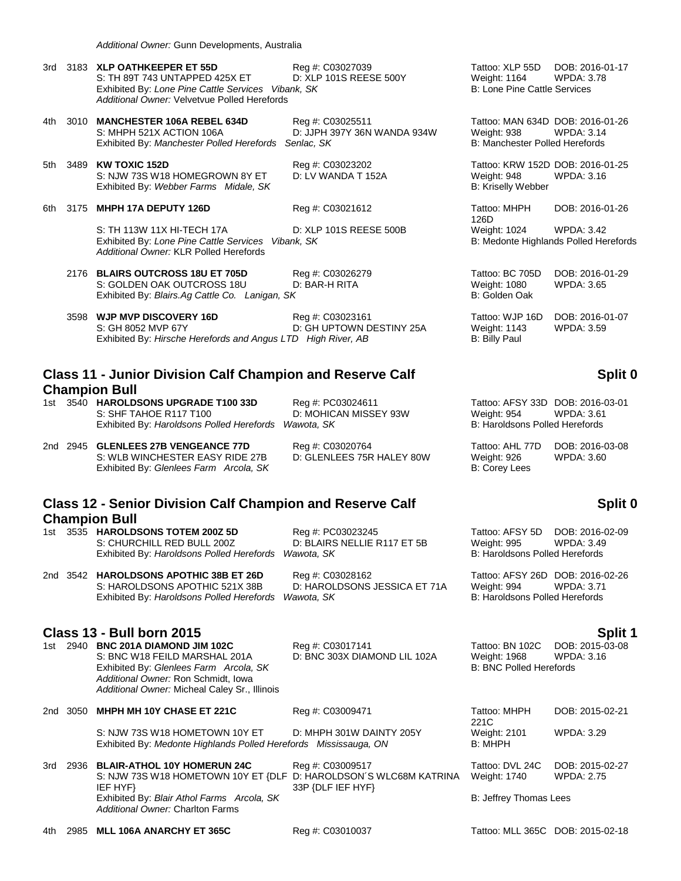*Additional Owner:* Gunn Developments, Australia

3rd 3183 **XLP OATHKEEPER ET 55D** Reg #: C03027039 Tattoo: XLP 55D DOB: 2016-01-17
S: TH 89T 743 UNTAPPED 425X ET D: XLP 101S REESE 500Y Weight: 1164 WPDA: 3.78
Exhibited By: *Lone Pine Cattle Services Vibank, SK* B: Lone Pine Cattle Services
*Additional Owner:* Velvetvue Polled Herefords

4th 3010 **MANCHESTER 106A REBEL 634D** Reg #: C03025511 Tattoo: MAN 634D DOB: 2016-01-26
S: MHPH 521X ACTION 106A D: JJPH 397Y 36N WANDA 934W Weight: 938 WPDA: 3.14
Exhibited By: *Manchester Polled Herefords Senlac, SK* B: Manchester Polled Herefords

5th 3489 **KW TOXIC 152D** Reg #: C03023202 Tattoo: KRW 152D DOB: 2016-01-25
S: NJW 73S W18 HOMEGROWN 8Y ET D: LV WANDA T 152A Weight: 948 WPDA: 3.16
Exhibited By: *Webber Farms Midale, SK* B: Kriselly Webber

6th 3175 **MHPH 17A DEPUTY 126D** Reg #: C03021612 Tattoo: MHPH 126D DOB: 2016-01-26
S: TH 113W 11X HI-TECH 17A D: XLP 101S REESE 500B Weight: 1024 WPDA: 3.42
Exhibited By: *Lone Pine Cattle Services Vibank, SK* B: Medonte Highlands Polled Herefords
*Additional Owner:* KLR Polled Herefords

2176 **BLAIRS OUTCROSS 18U ET 705D** Reg #: C03026279 Tattoo: BC 705D DOB: 2016-01-29
S: GOLDEN OAK OUTCROSS 18U D: BAR-H RITA Weight: 1080 WPDA: 3.65
Exhibited By: *Blairs.Ag Cattle Co. Lanigan, SK* B: Golden Oak

3598 **WJP MVP DISCOVERY 16D** Reg #: C03023161 Tattoo: WJP 16D DOB: 2016-01-07
S: GH 8052 MVP 67Y D: GH UPTOWN DESTINY 25A Weight: 1143 WPDA: 3.59
Exhibited By: *Hirsche Herefords and Angus LTD High River, AB* B: Billy Paul

## Class 11 - Junior Division Calf Champion and Reserve Calf Champion Bull — Split 0

1st 3540 **HAROLDSONS UPGRADE T100 33D** Reg #: PC03024611 Tattoo: AFSY 33D DOB: 2016-03-01
S: SHF TAHOE R117 T100 D: MOHICAN MISSEY 93W Weight: 954 WPDA: 3.61
Exhibited By: *Haroldsons Polled Herefords Wawota, SK* B: Haroldsons Polled Herefords

2nd 2945 **GLENLEES 27B VENGEANCE 77D** Reg #: C03020764 Tattoo: AHL 77D DOB: 2016-03-08
S: WLB WINCHESTER EASY RIDE 27B D: GLENLEES 75R HALEY 80W Weight: 926 WPDA: 3.60
Exhibited By: *Glenlees Farm Arcola, SK* B: Corey Lees

## Class 12 - Senior Division Calf Champion and Reserve Calf Champion Bull — Split 0

1st 3535 **HAROLDSONS TOTEM 200Z 5D** Reg #: PC03023245 Tattoo: AFSY 5D DOB: 2016-02-09
S: CHURCHILL RED BULL 200Z D: BLAIRS NELLIE R117 ET 5B Weight: 995 WPDA: 3.49
Exhibited By: *Haroldsons Polled Herefords Wawota, SK* B: Haroldsons Polled Herefords

2nd 3542 **HAROLDSONS APOTHIC 38B ET 26D** Reg #: C03028162 Tattoo: AFSY 26D DOB: 2016-02-26
S: HAROLDSONS APOTHIC 521X 38B D: HAROLDSONS JESSICA ET 71A Weight: 994 WPDA: 3.71
Exhibited By: *Haroldsons Polled Herefords Wawota, SK* B: Haroldsons Polled Herefords

## Class 13 - Bull born 2015 — Split 1

1st 2940 **BNC 201A DIAMOND JIM 102C** Reg #: C03017141 Tattoo: BN 102C DOB: 2015-03-08
S: BNC W18 FEILD MARSHAL 201A D: BNC 303X DIAMOND LIL 102A Weight: 1968 WPDA: 3.16
Exhibited By: *Glenlees Farm Arcola, SK* B: BNC Polled Herefords
*Additional Owner:* Ron Schmidt, Iowa
*Additional Owner:* Micheal Caley Sr., Illinois

2nd 3050 **MHPH MH 10Y CHASE ET 221C** Reg #: C03009471 Tattoo: MHPH 221C DOB: 2015-02-21
S: NJW 73S W18 HOMETOWN 10Y ET D: MHPH 301W DAINTY 205Y Weight: 2101 WPDA: 3.29
Exhibited By: *Medonte Highlands Polled Herefords Mississauga, ON* B: MHPH

3rd 2936 **BLAIR-ATHOL 10Y HOMERUN 24C** Reg #: C03009517 Tattoo: DVL 24C DOB: 2015-02-27
S: NJW 73S W18 HOMETOWN 10Y ET {DLF IEF HYF} D: HAROLDSON´S WLC68M KATRINA 33P {DLF IEF HYF} Weight: 1740 WPDA: 2.75
Exhibited By: *Blair Athol Farms Arcola, SK* B: Jeffrey Thomas Lees
*Additional Owner:* Charlton Farms

4th 2985 **MLL 106A ANARCHY ET 365C** Reg #: C03010037 Tattoo: MLL 365C DOB: 2015-02-18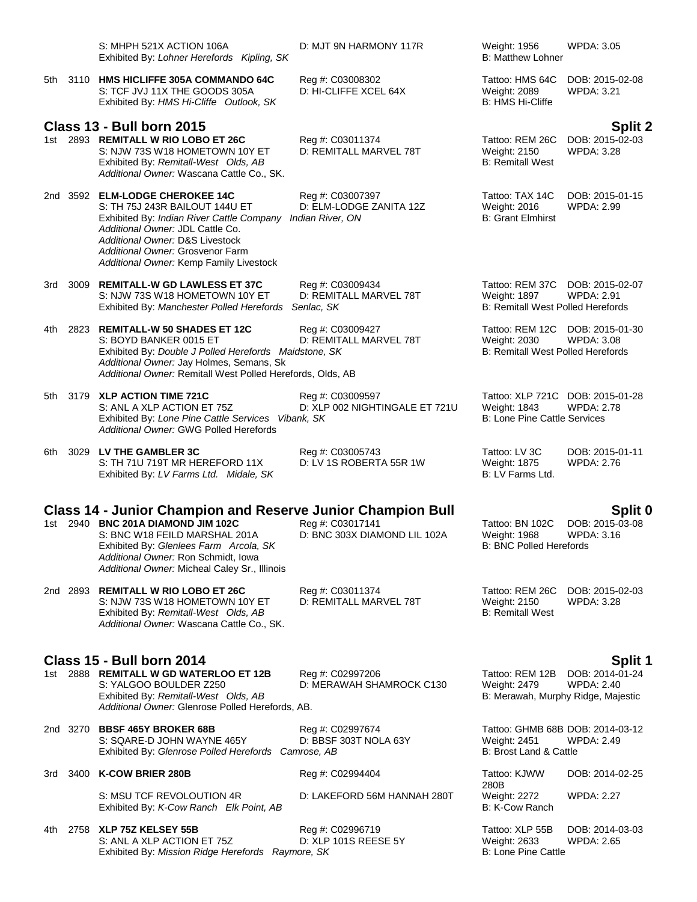S: MHPH 521X ACTION 106A D: MJT 9N HARMONY 117R Weight: 1956 WPDA: 3.05
Exhibited By: *Lohner Herefords Kipling, SK* B: Matthew Lohner

5th 3110 **HMS HICLIFFE 305A COMMANDO 64C** Reg #: C03008302 Tattoo: HMS 64C DOB: 2015-02-08
S: TCF JVJ 11X THE GOODS 305A D: HI-CLIFFE XCEL 64X Weight: 2089 WPDA: 3.21
Exhibited By: *HMS Hi-Cliffe Outlook, SK* B: HMS Hi-Cliffe

## Class 13 - Bull born 2015 — Split 2

1st 2893 **REMITALL W RIO LOBO ET 26C** Reg #: C03011374 Tattoo: REM 26C DOB: 2015-02-03
S: NJW 73S W18 HOMETOWN 10Y ET D: REMITALL MARVEL 78T Weight: 2150 WPDA: 3.28
Exhibited By: *Remitall-West Olds, AB* B: Remitall West
*Additional Owner:* Wascana Cattle Co., SK.

2nd 3592 **ELM-LODGE CHEROKEE 14C** Reg #: C03007397 Tattoo: TAX 14C DOB: 2015-01-15
S: TH 75J 243R BAILOUT 144U ET D: ELM-LODGE ZANITA 12Z Weight: 2016 WPDA: 2.99
Exhibited By: *Indian River Cattle Company Indian River, ON* B: Grant Elmhirst
*Additional Owner:* JDL Cattle Co.
*Additional Owner:* D&S Livestock
*Additional Owner:* Grosvenor Farm
*Additional Owner:* Kemp Family Livestock

3rd 3009 **REMITALL-W GD LAWLESS ET 37C** Reg #: C03009434 Tattoo: REM 37C DOB: 2015-02-07
S: NJW 73S W18 HOMETOWN 10Y ET D: REMITALL MARVEL 78T Weight: 1897 WPDA: 2.91
Exhibited By: *Manchester Polled Herefords Senlac, SK* B: Remitall West Polled Herefords

4th 2823 **REMITALL-W 50 SHADES ET 12C** Reg #: C03009427 Tattoo: REM 12C DOB: 2015-01-30
S: BOYD BANKER 0015 ET D: REMITALL MARVEL 78T Weight: 2030 WPDA: 3.08
Exhibited By: *Double J Polled Herefords Maidstone, SK* B: Remitall West Polled Herefords
*Additional Owner:* Jay Holmes, Semans, Sk
*Additional Owner:* Remitall West Polled Herefords, Olds, AB

5th 3179 **XLP ACTION TIME 721C** Reg #: C03009597 Tattoo: XLP 721C DOB: 2015-01-28
S: ANL A XLP ACTION ET 75Z D: XLP 002 NIGHTINGALE ET 721U Weight: 1843 WPDA: 2.78
Exhibited By: *Lone Pine Cattle Services Vibank, SK* B: Lone Pine Cattle Services
*Additional Owner:* GWG Polled Herefords

6th 3029 **LV THE GAMBLER 3C** Reg #: C03005743 Tattoo: LV 3C DOB: 2015-01-11
S: TH 71U 719T MR HEREFORD 11X D: LV 1S ROBERTA 55R 1W Weight: 1875 WPDA: 2.76
Exhibited By: *LV Farms Ltd. Midale, SK* B: LV Farms Ltd.

## Class 14 - Junior Champion and Reserve Junior Champion Bull — Split 0

1st 2940 **BNC 201A DIAMOND JIM 102C** Reg #: C03017141 Tattoo: BN 102C DOB: 2015-03-08
S: BNC W18 FEILD MARSHAL 201A D: BNC 303X DIAMOND LIL 102A Weight: 1968 WPDA: 3.16
Exhibited By: *Glenlees Farm Arcola, SK* B: BNC Polled Herefords
*Additional Owner:* Ron Schmidt, Iowa
*Additional Owner:* Micheal Caley Sr., Illinois

2nd 2893 **REMITALL W RIO LOBO ET 26C** Reg #: C03011374 Tattoo: REM 26C DOB: 2015-02-03
S: NJW 73S W18 HOMETOWN 10Y ET D: REMITALL MARVEL 78T Weight: 2150 WPDA: 3.28
Exhibited By: *Remitall-West Olds, AB* B: Remitall West
*Additional Owner:* Wascana Cattle Co., SK.

## Class 15 - Bull born 2014 — Split 1

1st 2888 **REMITALL W GD WATERLOO ET 12B** Reg #: C02997206 Tattoo: REM 12B DOB: 2014-01-24
S: YALGOO BOULDER Z250 D: MERAWAH SHAMROCK C130 Weight: 2479 WPDA: 2.40
Exhibited By: *Remitall-West Olds, AB* B: Merawah, Murphy Ridge, Majestic
*Additional Owner:* Glenrose Polled Herefords, AB.

2nd 3270 **BBSF 465Y BROKER 68B** Reg #: C02997674 Tattoo: GHMB 68B DOB: 2014-03-12
S: SQARE-D JOHN WAYNE 465Y D: BBSF 303T NOLA 63Y Weight: 2451 WPDA: 2.49
Exhibited By: *Glenrose Polled Herefords Camrose, AB* B: Brost Land & Cattle

3rd 3400 **K-COW BRIER 280B** Reg #: C02994404 Tattoo: KJWW 280B DOB: 2014-02-25
S: MSU TCF REVOLOUTION 4R D: LAKEFORD 56M HANNAH 280T Weight: 2272 WPDA: 2.27
Exhibited By: *K-Cow Ranch Elk Point, AB* B: K-Cow Ranch

4th 2758 **XLP 75Z KELSEY 55B** Reg #: C02996719 Tattoo: XLP 55B DOB: 2014-03-03
S: ANL A XLP ACTION ET 75Z D: XLP 101S REESE 5Y Weight: 2633 WPDA: 2.65
Exhibited By: *Mission Ridge Herefords Raymore, SK* B: Lone Pine Cattle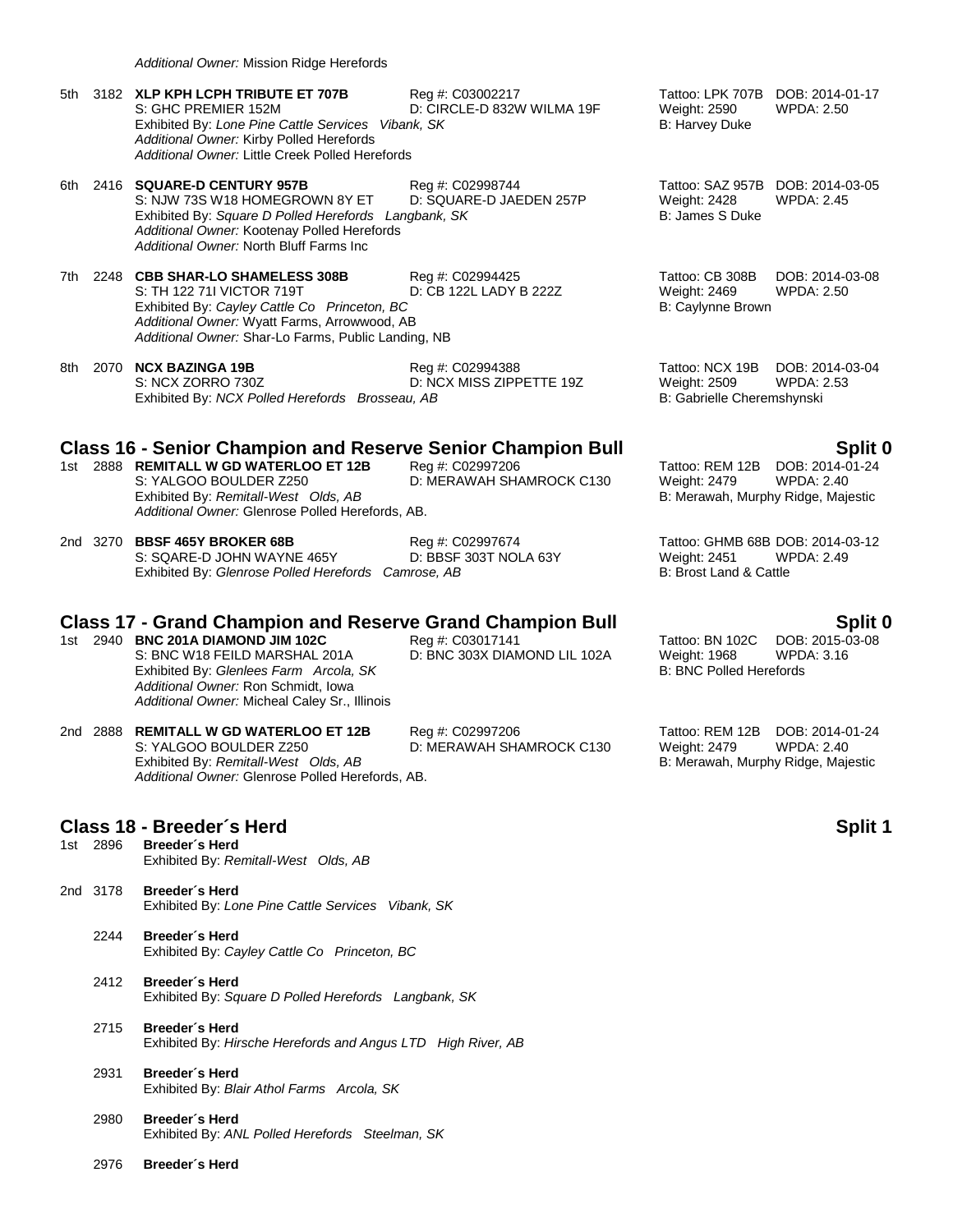*Additional Owner:* Mission Ridge Herefords

5th 3182 **XLP KPH LCPH TRIBUTE ET 707B** Reg #: C03002217 Tattoo: LPK 707B DOB: 2014-01-17
S: GHC PREMIER 152M D: CIRCLE-D 832W WILMA 19F Weight: 2590 WPDA: 2.50
Exhibited By: *Lone Pine Cattle Services Vibank, SK* B: Harvey Duke
*Additional Owner:* Kirby Polled Herefords
*Additional Owner:* Little Creek Polled Herefords

6th 2416 **SQUARE-D CENTURY 957B** Reg #: C02998744 Tattoo: SAZ 957B DOB: 2014-03-05
S: NJW 73S W18 HOMEGROWN 8Y ET D: SQUARE-D JAEDEN 257P Weight: 2428 WPDA: 2.45
Exhibited By: *Square D Polled Herefords Langbank, SK* B: James S Duke
*Additional Owner:* Kootenay Polled Herefords
*Additional Owner:* North Bluff Farms Inc

7th 2248 **CBB SHAR-LO SHAMELESS 308B** Reg #: C02994425 Tattoo: CB 308B DOB: 2014-03-08
S: TH 122 71I VICTOR 719T D: CB 122L LADY B 222Z Weight: 2469 WPDA: 2.50
Exhibited By: *Cayley Cattle Co Princeton, BC* B: Caylynne Brown
*Additional Owner:* Wyatt Farms, Arrowwood, AB
*Additional Owner:* Shar-Lo Farms, Public Landing, NB

8th 2070 **NCX BAZINGA 19B** Reg #: C02994388 Tattoo: NCX 19B DOB: 2014-03-04
S: NCX ZORRO 730Z D: NCX MISS ZIPPETTE 19Z Weight: 2509 WPDA: 2.53
Exhibited By: *NCX Polled Herefords Brosseau, AB* B: Gabrielle Cheremshynski

## Class 16 - Senior Champion and Reserve Senior Champion Bull — Split 0

1st 2888 **REMITALL W GD WATERLOO ET 12B** Reg #: C02997206 Tattoo: REM 12B DOB: 2014-01-24
S: YALGOO BOULDER Z250 D: MERAWAH SHAMROCK C130 Weight: 2479 WPDA: 2.40
Exhibited By: *Remitall-West Olds, AB* B: Merawah, Murphy Ridge, Majestic
*Additional Owner:* Glenrose Polled Herefords, AB.

2nd 3270 **BBSF 465Y BROKER 68B** Reg #: C02997674 Tattoo: GHMB 68B DOB: 2014-03-12
S: SQARE-D JOHN WAYNE 465Y D: BBSF 303T NOLA 63Y Weight: 2451 WPDA: 2.49
Exhibited By: *Glenrose Polled Herefords Camrose, AB* B: Brost Land & Cattle

## Class 17 - Grand Champion and Reserve Grand Champion Bull — Split 0

1st 2940 **BNC 201A DIAMOND JIM 102C** Reg #: C03017141 Tattoo: BN 102C DOB: 2015-03-08
S: BNC W18 FEILD MARSHAL 201A D: BNC 303X DIAMOND LIL 102A Weight: 1968 WPDA: 3.16
Exhibited By: *Glenlees Farm Arcola, SK* B: BNC Polled Herefords
*Additional Owner:* Ron Schmidt, Iowa
*Additional Owner:* Micheal Caley Sr., Illinois

2nd 2888 **REMITALL W GD WATERLOO ET 12B** Reg #: C02997206 Tattoo: REM 12B DOB: 2014-01-24
S: YALGOO BOULDER Z250 D: MERAWAH SHAMROCK C130 Weight: 2479 WPDA: 2.40
Exhibited By: *Remitall-West Olds, AB* B: Merawah, Murphy Ridge, Majestic
*Additional Owner:* Glenrose Polled Herefords, AB.

## Class 18 - Breeder´s Herd — Split 1

1st 2896 **Breeder´s Herd**
Exhibited By: *Remitall-West Olds, AB*

2nd 3178 **Breeder´s Herd**
Exhibited By: *Lone Pine Cattle Services Vibank, SK*

2244 **Breeder´s Herd**
Exhibited By: *Cayley Cattle Co Princeton, BC*

2412 **Breeder´s Herd**
Exhibited By: *Square D Polled Herefords Langbank, SK*

2715 **Breeder´s Herd**
Exhibited By: *Hirsche Herefords and Angus LTD High River, AB*

2931 **Breeder´s Herd**
Exhibited By: *Blair Athol Farms Arcola, SK*

2980 **Breeder´s Herd**
Exhibited By: *ANL Polled Herefords Steelman, SK*

2976 **Breeder´s Herd**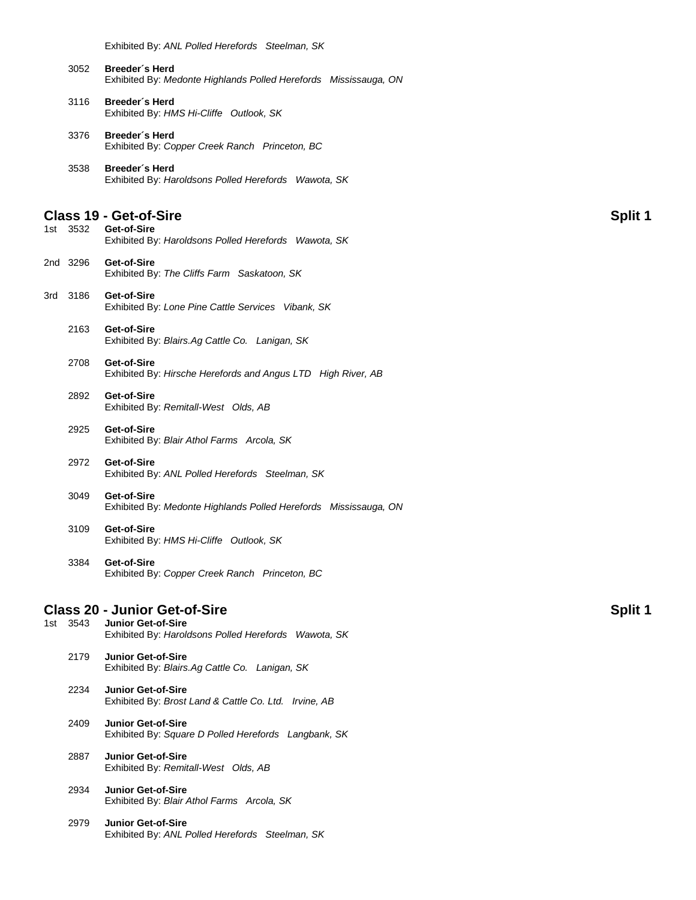Exhibited By: *ANL Polled Herefords Steelman, SK*

3052 **Breeder´s Herd**
Exhibited By: *Medonte Highlands Polled Herefords Mississauga, ON*

3116 **Breeder´s Herd**
Exhibited By: *HMS Hi-Cliffe Outlook, SK*

3376 **Breeder´s Herd**
Exhibited By: *Copper Creek Ranch Princeton, BC*

3538 **Breeder´s Herd**
Exhibited By: *Haroldsons Polled Herefords Wawota, SK*

## Class 19 - Get-of-Sire — Split 1

1st 3532 **Get-of-Sire**
Exhibited By: *Haroldsons Polled Herefords Wawota, SK*

2nd 3296 **Get-of-Sire**
Exhibited By: *The Cliffs Farm Saskatoon, SK*

3rd 3186 **Get-of-Sire**
Exhibited By: *Lone Pine Cattle Services Vibank, SK*

2163 **Get-of-Sire**
Exhibited By: *Blairs.Ag Cattle Co. Lanigan, SK*

2708 **Get-of-Sire**
Exhibited By: *Hirsche Herefords and Angus LTD High River, AB*

2892 **Get-of-Sire**
Exhibited By: *Remitall-West Olds, AB*

2925 **Get-of-Sire**
Exhibited By: *Blair Athol Farms Arcola, SK*

2972 **Get-of-Sire**
Exhibited By: *ANL Polled Herefords Steelman, SK*

3049 **Get-of-Sire**
Exhibited By: *Medonte Highlands Polled Herefords Mississauga, ON*

3109 **Get-of-Sire**
Exhibited By: *HMS Hi-Cliffe Outlook, SK*

3384 **Get-of-Sire**
Exhibited By: *Copper Creek Ranch Princeton, BC*

## Class 20 - Junior Get-of-Sire — Split 1

1st 3543 **Junior Get-of-Sire**
Exhibited By: *Haroldsons Polled Herefords Wawota, SK*

2179 **Junior Get-of-Sire**
Exhibited By: *Blairs.Ag Cattle Co. Lanigan, SK*

2234 **Junior Get-of-Sire**
Exhibited By: *Brost Land & Cattle Co. Ltd. Irvine, AB*

2409 **Junior Get-of-Sire**
Exhibited By: *Square D Polled Herefords Langbank, SK*

2887 **Junior Get-of-Sire**
Exhibited By: *Remitall-West Olds, AB*

2934 **Junior Get-of-Sire**
Exhibited By: *Blair Athol Farms Arcola, SK*

2979 **Junior Get-of-Sire**
Exhibited By: *ANL Polled Herefords Steelman, SK*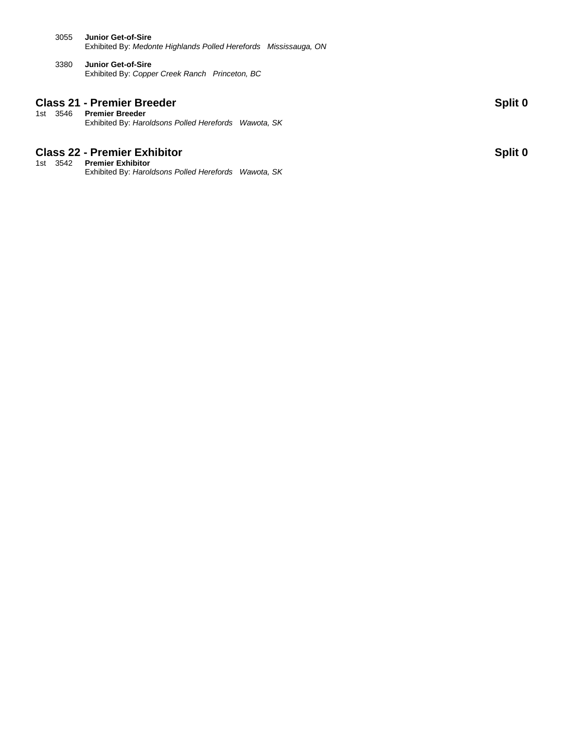3055 **Junior Get-of-Sire**
Exhibited By: *Medonte Highlands Polled Herefords Mississauga, ON*

3380 **Junior Get-of-Sire**
Exhibited By: *Copper Creek Ranch Princeton, BC*

## Class 21 - Premier Breeder — Split 0

1st 3546 **Premier Breeder**
Exhibited By: *Haroldsons Polled Herefords Wawota, SK*

## Class 22 - Premier Exhibitor — Split 0

1st 3542 **Premier Exhibitor**
Exhibited By: *Haroldsons Polled Herefords Wawota, SK*